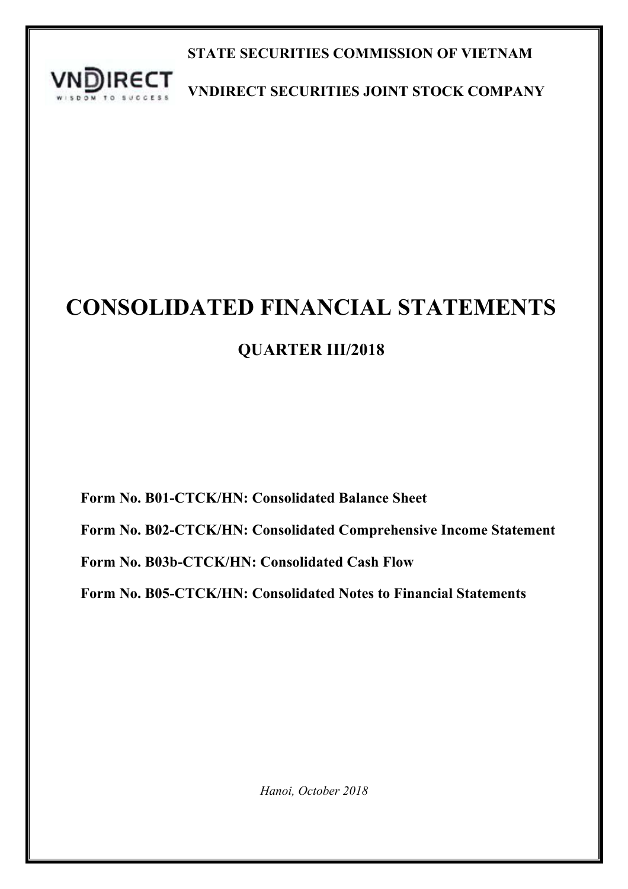**STATE SECURITIES COMMISSION OF VIETNAM**

**VNDIRECT SECURITIES JOINT STOCK COMPANY**

# CONSOLIDATED FINANCIAL STATEMENTS

## QUARTER III/2018

**Form No. B01-CTCK/HN: Consolidated Balance Sheet**

**Form No. B02-CTCK/HN: Consolidated Comprehensive Income Statement**

**Form No. B03b-CTCK/HN: Consolidated Cash Flow**

**Form No. B05-CTCK/HN: Consolidated Notes to Financial Statements**

*Hanoi, October 2018*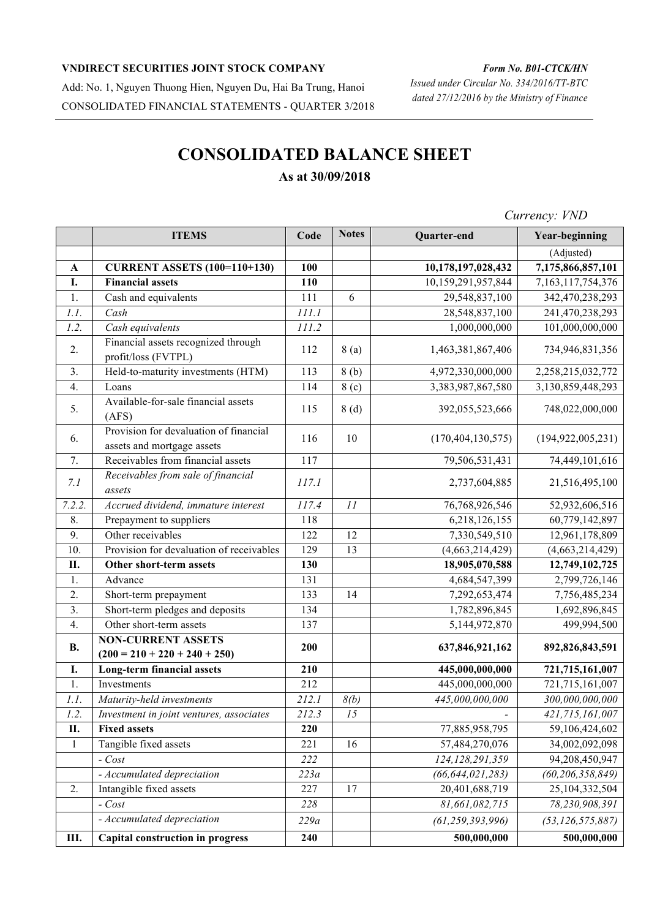**VNDIRECT SECURITIES JOINT STOCK COMPANY**

Add: No. 1, Nguyen Thuong Hien, Nguyen Du, Hai Ba Trung, Hanoi

CONSOLIDATED FINANCIAL STATEMENTS - QUARTER 3/2018

*Form No. B01-CTCK/HN*

*Issued under Circular No. 334/2016/TT-BTC dated 27/12/2016 by the Ministry of Finance*

# CONSOLIDATED BALANCE SHEET

**As at 30/09/2018**

*Currency: VND*

| | ITEMS | Code | Notes | Quarter-end | Year-beginning |
|---|---|---|---|---|---|
| | | | | | (Adjusted) |
| **A** | **CURRENT ASSETS (100=110+130)** | **100** | | **10,178,197,028,432** | **7,175,866,857,101** |
| **I.** | **Financial assets** | **110** | | 10,159,291,957,844 | 7,163,117,754,376 |
| 1. | Cash and equivalents | 111 | 6 | 29,548,837,100 | 342,470,238,293 |
| *1.1.* | *Cash* | *111.1* | | 28,548,837,100 | 241,470,238,293 |
| *1.2.* | *Cash equivalents* | *111.2* | | 1,000,000,000 | 101,000,000,000 |
| 2. | Financial assets recognized through profit/loss (FVTPL) | 112 | 8 (a) | 1,463,381,867,406 | 734,946,831,356 |
| 3. | Held-to-maturity investments (HTM) | 113 | 8 (b) | 4,972,330,000,000 | 2,258,215,032,772 |
| 4. | Loans | 114 | 8 (c) | 3,383,987,867,580 | 3,130,859,448,293 |
| 5. | Available-for-sale financial assets (AFS) | 115 | 8 (d) | 392,055,523,666 | 748,022,000,000 |
| 6. | Provision for devaluation of financial assets and mortgage assets | 116 | 10 | (170,404,130,575) | (194,922,005,231) |
| 7. | Receivables from financial assets | 117 | | 79,506,531,431 | 74,449,101,616 |
| *7.1* | *Receivables from sale of financial assets* | *117.1* | | 2,737,604,885 | 21,516,495,100 |
| *7.2.2.* | *Accrued dividend, immature interest* | *117.4* | *11* | 76,768,926,546 | 52,932,606,516 |
| 8. | Prepayment to suppliers | 118 | | 6,218,126,155 | 60,779,142,897 |
| 9. | Other receivables | 122 | 12 | 7,330,549,510 | 12,961,178,809 |
| 10. | Provision for devaluation of receivables | 129 | 13 | (4,663,214,429) | (4,663,214,429) |
| **II.** | **Other short-term assets** | **130** | | **18,905,070,588** | **12,749,102,725** |
| 1. | Advance | 131 | | 4,684,547,399 | 2,799,726,146 |
| 2. | Short-term prepayment | 133 | 14 | 7,292,653,474 | 7,756,485,234 |
| 3. | Short-term pledges and deposits | 134 | | 1,782,896,845 | 1,692,896,845 |
| 4. | Other short-term assets | 137 | | 5,144,972,870 | 499,994,500 |
| **B.** | **NON-CURRENT ASSETS (200 = 210 + 220 + 240 + 250)** | **200** | | **637,846,921,162** | **892,826,843,591** |
| **I.** | **Long-term financial assets** | **210** | | **445,000,000,000** | **721,715,161,007** |
| 1. | Investments | 212 | | 445,000,000,000 | 721,715,161,007 |
| *1.1.* | *Maturity-held investments* | *212.1* | *8(b)* | *445,000,000,000* | *300,000,000,000* |
| *1.2.* | *Investment in joint ventures, associates* | *212.3* | *15* | - | *421,715,161,007* |
| **II.** | **Fixed assets** | **220** | | 77,885,958,795 | 59,106,424,602 |
| 1 | Tangible fixed assets | 221 | 16 | 57,484,270,076 | 34,002,092,098 |
| | *- Cost* | *222* | | *124,128,291,359* | *94,208,450,947* |
| | *- Accumulated depreciation* | *223a* | | *(66,644,021,283)* | *(60,206,358,849)* |
| 2. | Intangible fixed assets | 227 | 17 | 20,401,688,719 | 25,104,332,504 |
| | *- Cost* | *228* | | *81,661,082,715* | *78,230,908,391* |
| | *- Accumulated depreciation* | *229a* | | *(61,259,393,996)* | *(53,126,575,887)* |
| **III.** | **Capital construction in progress** | **240** | | **500,000,000** | **500,000,000** |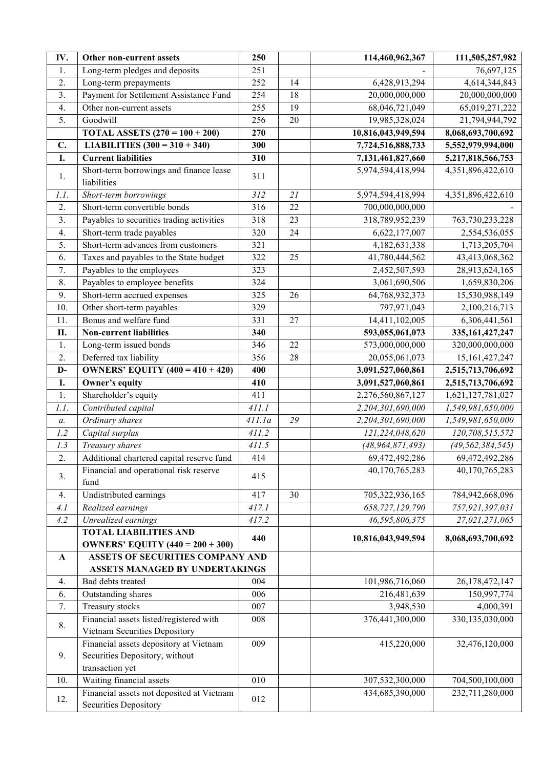| | | | | | |
|---|---|---|---|---|---|
| **IV.** | **Other non-current assets** | **250** | | **114,460,962,367** | **111,505,257,982** |
| 1. | Long-term pledges and deposits | 251 | | - | 76,697,125 |
| 2. | Long-term prepayments | 252 | 14 | 6,428,913,294 | 4,614,344,843 |
| 3. | Payment for Settlement Assistance Fund | 254 | 18 | 20,000,000,000 | 20,000,000,000 |
| 4. | Other non-current assets | 255 | 19 | 68,046,721,049 | 65,019,271,222 |
| 5. | Goodwill | 256 | 20 | 19,985,328,024 | 21,794,944,792 |
| | **TOTAL ASSETS (270 = 100 + 200)** | **270** | | **10,816,043,949,594** | **8,068,693,700,692** |
| **C.** | **LIABILITIES (300 = 310 + 340)** | **300** | | **7,724,516,888,733** | **5,552,979,994,000** |
| **I.** | **Current liabilities** | **310** | | **7,131,461,827,660** | **5,217,818,566,753** |
| 1. | Short-term borrowings and finance lease liabilities | 311 | | 5,974,594,418,994 | 4,351,896,422,610 |
| *1.1.* | *Short-term borrowings* | *312* | *21* | 5,974,594,418,994 | 4,351,896,422,610 |
| 2. | Short-term convertible bonds | 316 | 22 | 700,000,000,000 | - |
| 3. | Payables to securities trading activities | 318 | 23 | 318,789,952,239 | 763,730,233,228 |
| 4. | Short-term trade payables | 320 | 24 | 6,622,177,007 | 2,554,536,055 |
| 5. | Short-term advances from customers | 321 | | 4,182,631,338 | 1,713,205,704 |
| 6. | Taxes and payables to the State budget | 322 | 25 | 41,780,444,562 | 43,413,068,362 |
| 7. | Payables to the employees | 323 | | 2,452,507,593 | 28,913,624,165 |
| 8. | Payables to employee benefits | 324 | | 3,061,690,506 | 1,659,830,206 |
| 9. | Short-term accrued expenses | 325 | 26 | 64,768,932,373 | 15,530,988,149 |
| 10. | Other short-term payables | 329 | | 797,971,043 | 2,100,216,713 |
| 11. | Bonus and welfare fund | 331 | 27 | 14,411,102,005 | 6,306,441,561 |
| **II.** | **Non-current liabilities** | **340** | | **593,055,061,073** | **335,161,427,247** |
| 1. | Long-term issued bonds | 346 | 22 | 573,000,000,000 | 320,000,000,000 |
| 2. | Deferred tax liability | 356 | 28 | 20,055,061,073 | 15,161,427,247 |
| **D-** | **OWNERS' EQUITY (400 = 410 + 420)** | **400** | | **3,091,527,060,861** | **2,515,713,706,692** |
| **I.** | **Owner's equity** | **410** | | **3,091,527,060,861** | **2,515,713,706,692** |
| 1. | Shareholder's equity | 411 | | 2,276,560,867,127 | 1,621,127,781,027 |
| *1.1.* | *Contributed capital* | *411.1* | | *2,204,301,690,000* | *1,549,981,650,000* |
| *a.* | *Ordinary shares* | *411.1a* | *29* | *2,204,301,690,000* | *1,549,981,650,000* |
| *1.2* | *Capital surplus* | *411.2* | | *121,224,048,620* | *120,708,515,572* |
| *1.3* | *Treasury shares* | *411.5* | | *(48,964,871,493)* | *(49,562,384,545)* |
| 2. | Additional chartered capital reserve fund | 414 | | 69,472,492,286 | 69,472,492,286 |
| 3. | Financial and operational risk reserve fund | 415 | | 40,170,765,283 | 40,170,765,283 |
| 4. | Undistributed earnings | 417 | 30 | 705,322,936,165 | 784,942,668,096 |
| *4.1* | *Realized earnings* | *417.1* | | *658,727,129,790* | *757,921,397,031* |
| *4.2* | *Unrealized earnings* | *417.2* | | *46,595,806,375* | *27,021,271,065* |
| | **TOTAL LIABILITIES AND OWNERS' EQUITY (440 = 200 + 300)** | **440** | | **10,816,043,949,594** | **8,068,693,700,692** |
| **A** | **ASSETS OF SECURITIES COMPANY AND ASSETS MANAGED BY UNDERTAKINGS** | | | | |
| 4. | Bad debts treated | 004 | | 101,986,716,060 | 26,178,472,147 |
| 6. | Outstanding shares | 006 | | 216,481,639 | 150,997,774 |
| 7. | Treasury stocks | 007 | | 3,948,530 | 4,000,391 |
| 8. | Financial assets listed/registered with Vietnam Securities Depository | 008 | | 376,441,300,000 | 330,135,030,000 |
| 9. | Financial assets depository at Vietnam Securities Depository, without transaction yet | 009 | | 415,220,000 | 32,476,120,000 |
| 10. | Waiting financial assets | 010 | | 307,532,300,000 | 704,500,100,000 |
| 12. | Financial assets not deposited at Vietnam Securities Depository | 012 | | 434,685,390,000 | 232,711,280,000 |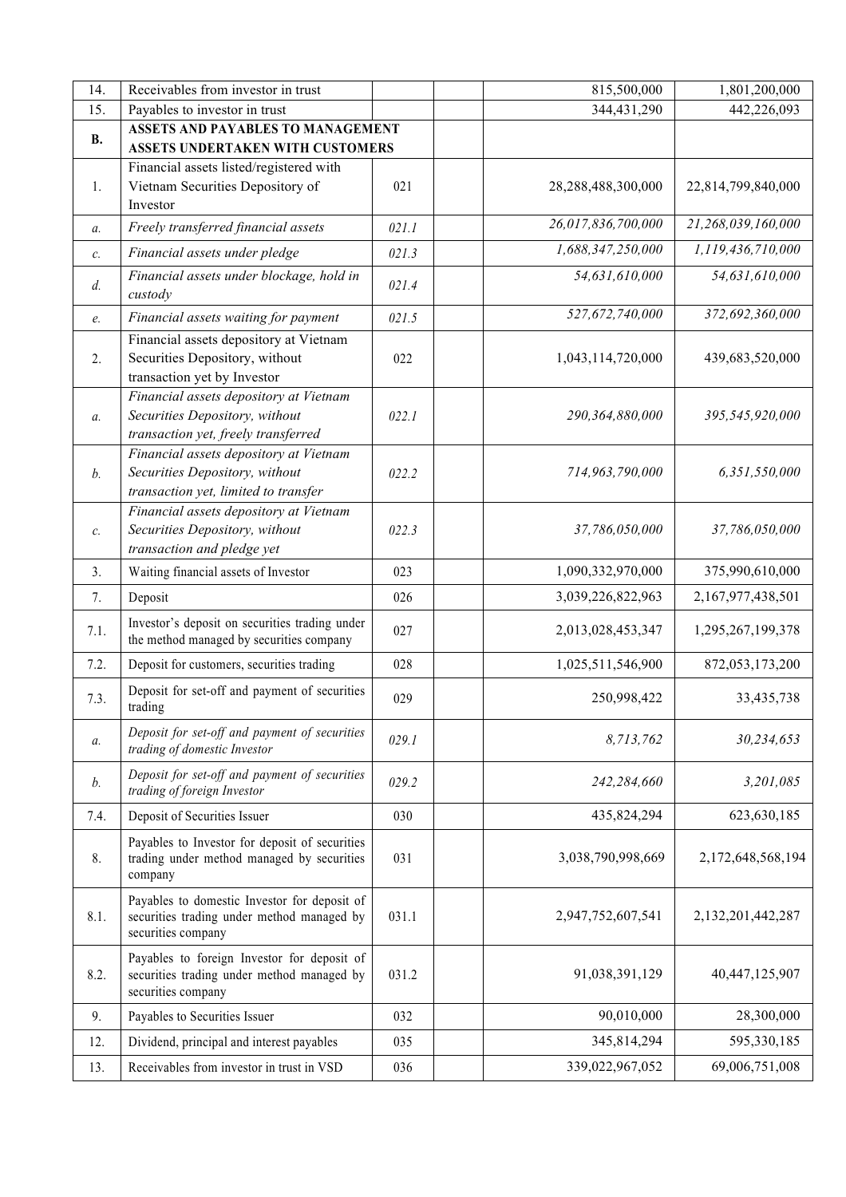| | | | | | |
|---|---|---|---|---|---|
| 14. | Receivables from investor in trust | | | 815,500,000 | 1,801,200,000 |
| 15. | Payables to investor in trust | | | 344,431,290 | 442,226,093 |
| **B.** | **ASSETS AND PAYABLES TO MANAGEMENT ASSETS UNDERTAKEN WITH CUSTOMERS** | | | | |
| 1. | Financial assets listed/registered with Vietnam Securities Depository of Investor | 021 | | 28,288,488,300,000 | 22,814,799,840,000 |
| *a.* | *Freely transferred financial assets* | *021.1* | | *26,017,836,700,000* | *21,268,039,160,000* |
| *c.* | *Financial assets under pledge* | *021.3* | | *1,688,347,250,000* | *1,119,436,710,000* |
| *d.* | *Financial assets under blockage, hold in custody* | *021.4* | | *54,631,610,000* | *54,631,610,000* |
| *e.* | *Financial assets waiting for payment* | *021.5* | | *527,672,740,000* | *372,692,360,000* |
| 2. | Financial assets depository at Vietnam Securities Depository, without transaction yet by Investor | 022 | | 1,043,114,720,000 | 439,683,520,000 |
| *a.* | *Financial assets depository at Vietnam Securities Depository, without transaction yet, freely transferred* | *022.1* | | *290,364,880,000* | *395,545,920,000* |
| *b.* | *Financial assets depository at Vietnam Securities Depository, without transaction yet, limited to transfer* | *022.2* | | *714,963,790,000* | *6,351,550,000* |
| *c.* | *Financial assets depository at Vietnam Securities Depository, without transaction and pledge yet* | *022.3* | | *37,786,050,000* | *37,786,050,000* |
| 3. | Waiting financial assets of Investor | 023 | | 1,090,332,970,000 | 375,990,610,000 |
| 7. | Deposit | 026 | | 3,039,226,822,963 | 2,167,977,438,501 |
| 7.1. | Investor's deposit on securities trading under the method managed by securities company | 027 | | 2,013,028,453,347 | 1,295,267,199,378 |
| 7.2. | Deposit for customers, securities trading | 028 | | 1,025,511,546,900 | 872,053,173,200 |
| 7.3. | Deposit for set-off and payment of securities trading | 029 | | 250,998,422 | 33,435,738 |
| *a.* | *Deposit for set-off and payment of securities trading of domestic Investor* | *029.1* | | *8,713,762* | *30,234,653* |
| *b.* | *Deposit for set-off and payment of securities trading of foreign Investor* | *029.2* | | *242,284,660* | *3,201,085* |
| 7.4. | Deposit of Securities Issuer | 030 | | 435,824,294 | 623,630,185 |
| 8. | Payables to Investor for deposit of securities trading under method managed by securities company | 031 | | 3,038,790,998,669 | 2,172,648,568,194 |
| 8.1. | Payables to domestic Investor for deposit of securities trading under method managed by securities company | 031.1 | | 2,947,752,607,541 | 2,132,201,442,287 |
| 8.2. | Payables to foreign Investor for deposit of securities trading under method managed by securities company | 031.2 | | 91,038,391,129 | 40,447,125,907 |
| 9. | Payables to Securities Issuer | 032 | | 90,010,000 | 28,300,000 |
| 12. | Dividend, principal and interest payables | 035 | | 345,814,294 | 595,330,185 |
| 13. | Receivables from investor in trust in VSD | 036 | | 339,022,967,052 | 69,006,751,008 |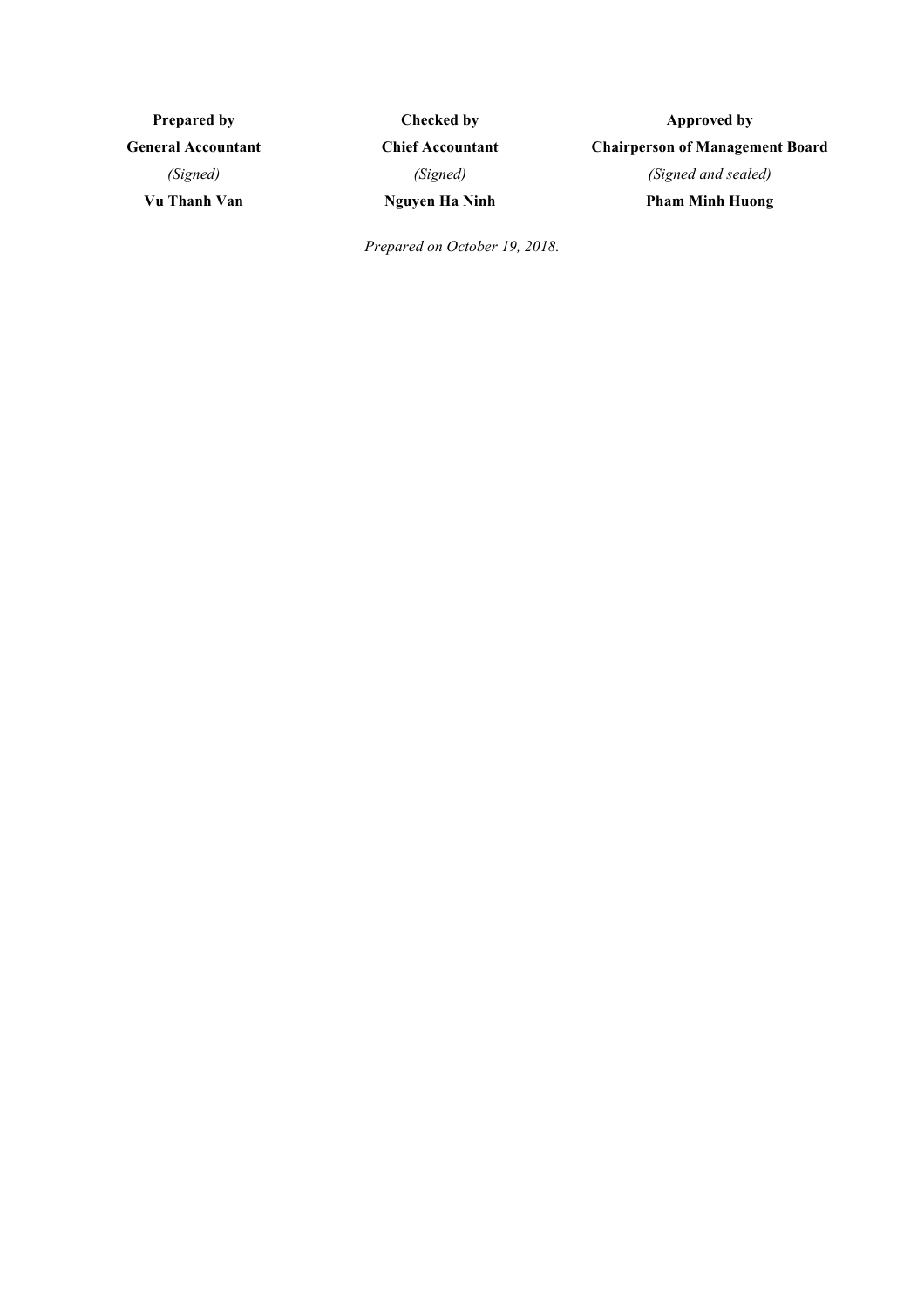| Prepared by | Checked by | Approved by |
|---|---|---|
| **General Accountant** | **Chief Accountant** | **Chairperson of Management Board** |
| *(Signed)* | *(Signed)* | *(Signed and sealed)* |
| **Vu Thanh Van** | **Nguyen Ha Ninh** | **Pham Minh Huong** |

*Prepared on October 19, 2018.*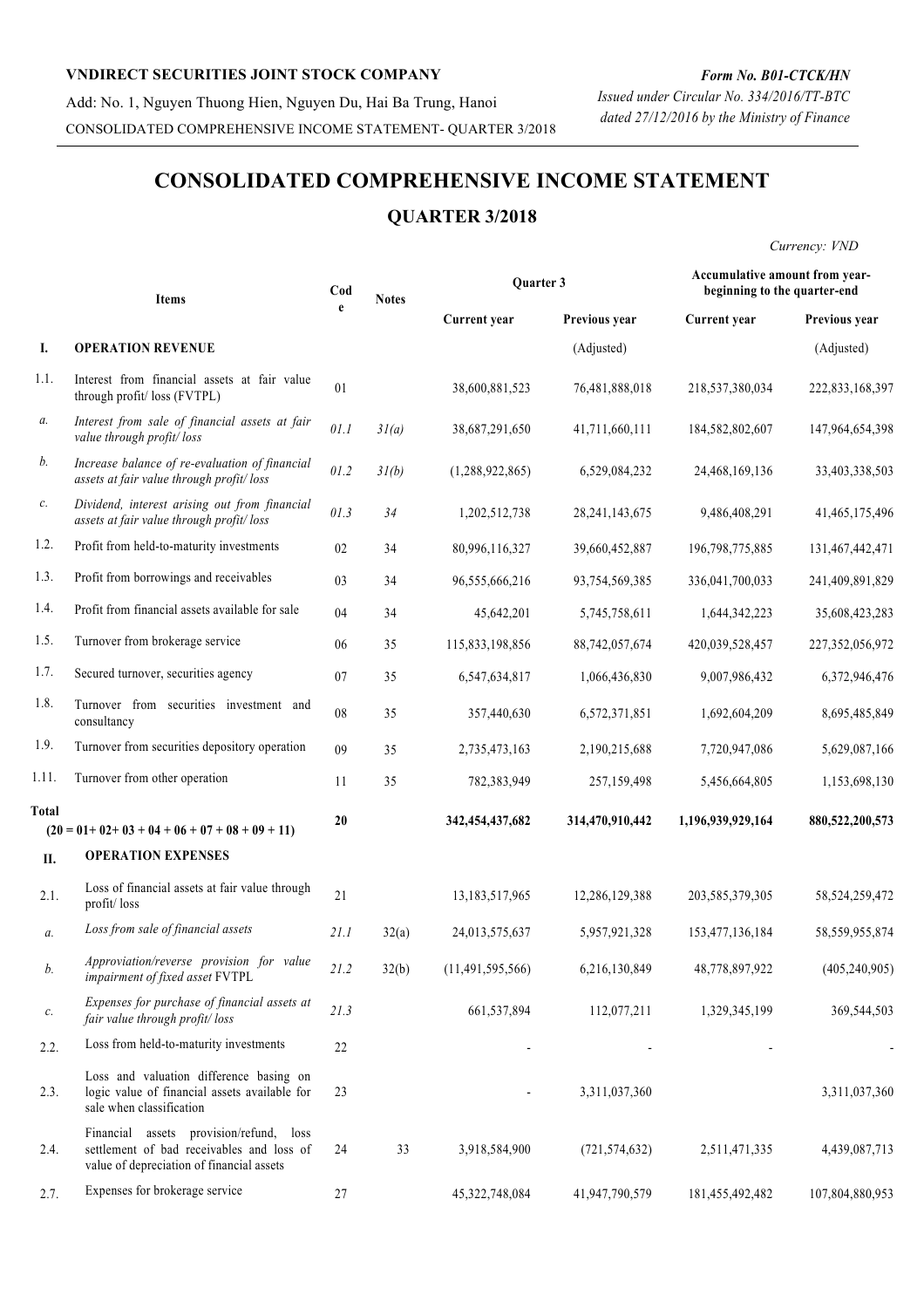**VNDIRECT SECURITIES JOINT STOCK COMPANY**

Add: No. 1, Nguyen Thuong Hien, Nguyen Du, Hai Ba Trung, Hanoi

CONSOLIDATED COMPREHENSIVE INCOME STATEMENT- QUARTER 3/2018

*Form No. B01-CTCK/HN*

*Issued under Circular No. 334/2016/TT-BTC dated 27/12/2016 by the Ministry of Finance*

# CONSOLIDATED COMPREHENSIVE INCOME STATEMENT

## QUARTER 3/2018

*Currency: VND*

| | Items | Code | Notes | Quarter 3 | | Accumulative amount from year-beginning to the quarter-end | |
|---|---|---|---|---|---|---|---|
| | | | | Current year | Previous year | Current year | Previous year |
| **I.** | **OPERATION REVENUE** | | | | (Adjusted) | | (Adjusted) |
| 1.1. | Interest from financial assets at fair value through profit/ loss (FVTPL) | 01 | | 38,600,881,523 | 76,481,888,018 | 218,537,380,034 | 222,833,168,397 |
| *a.* | *Interest from sale of financial assets at fair value through profit/ loss* | *01.1* | *31(a)* | 38,687,291,650 | 41,711,660,111 | 184,582,802,607 | 147,964,654,398 |
| *b.* | *Increase balance of re-evaluation of financial assets at fair value through profit/ loss* | *01.2* | *31(b)* | (1,288,922,865) | 6,529,084,232 | 24,468,169,136 | 33,403,338,503 |
| *c.* | *Dividend, interest arising out from financial assets at fair value through profit/ loss* | *01.3* | *34* | 1,202,512,738 | 28,241,143,675 | 9,486,408,291 | 41,465,175,496 |
| 1.2. | Profit from held-to-maturity investments | 02 | 34 | 80,996,116,327 | 39,660,452,887 | 196,798,775,885 | 131,467,442,471 |
| 1.3. | Profit from borrowings and receivables | 03 | 34 | 96,555,666,216 | 93,754,569,385 | 336,041,700,033 | 241,409,891,829 |
| 1.4. | Profit from financial assets available for sale | 04 | 34 | 45,642,201 | 5,745,758,611 | 1,644,342,223 | 35,608,423,283 |
| 1.5. | Turnover from brokerage service | 06 | 35 | 115,833,198,856 | 88,742,057,674 | 420,039,528,457 | 227,352,056,972 |
| 1.7. | Secured turnover, securities agency | 07 | 35 | 6,547,634,817 | 1,066,436,830 | 9,007,986,432 | 6,372,946,476 |
| 1.8. | Turnover from securities investment and consultancy | 08 | 35 | 357,440,630 | 6,572,371,851 | 1,692,604,209 | 8,695,485,849 |
| 1.9. | Turnover from securities depository operation | 09 | 35 | 2,735,473,163 | 2,190,215,688 | 7,720,947,086 | 5,629,087,166 |
| 1.11. | Turnover from other operation | 11 | 35 | 782,383,949 | 257,159,498 | 5,456,664,805 | 1,153,698,130 |
| **Total** | **(20 = 01+ 02+ 03 + 04 + 06 + 07 + 08 + 09 + 11)** | **20** | | **342,454,437,682** | **314,470,910,442** | **1,196,939,929,164** | **880,522,200,573** |
| **II.** | **OPERATION EXPENSES** | | | | | | |
| 2.1. | Loss of financial assets at fair value through profit/ loss | 21 | | 13,183,517,965 | 12,286,129,388 | 203,585,379,305 | 58,524,259,472 |
| *a.* | *Loss from sale of financial assets* | *21.1* | 32(a) | 24,013,575,637 | 5,957,921,328 | 153,477,136,184 | 58,559,955,874 |
| *b.* | *Approviation/reverse provision for value impairment of fixed asset FVTPL* | *21.2* | 32(b) | (11,491,595,566) | 6,216,130,849 | 48,778,897,922 | (405,240,905) |
| *c.* | *Expenses for purchase of financial assets at fair value through profit/ loss* | *21.3* | | 661,537,894 | 112,077,211 | 1,329,345,199 | 369,544,503 |
| 2.2. | Loss from held-to-maturity investments | 22 | | - | - | - | - |
| 2.3. | Loss and valuation difference basing on logic value of financial assets available for sale when classification | 23 | | - | 3,311,037,360 | | 3,311,037,360 |
| 2.4. | Financial assets provision/refund, loss settlement of bad receivables and loss of value of depreciation of financial assets | 24 | 33 | 3,918,584,900 | (721,574,632) | 2,511,471,335 | 4,439,087,713 |
| 2.7. | Expenses for brokerage service | 27 | | 45,322,748,084 | 41,947,790,579 | 181,455,492,482 | 107,804,880,953 |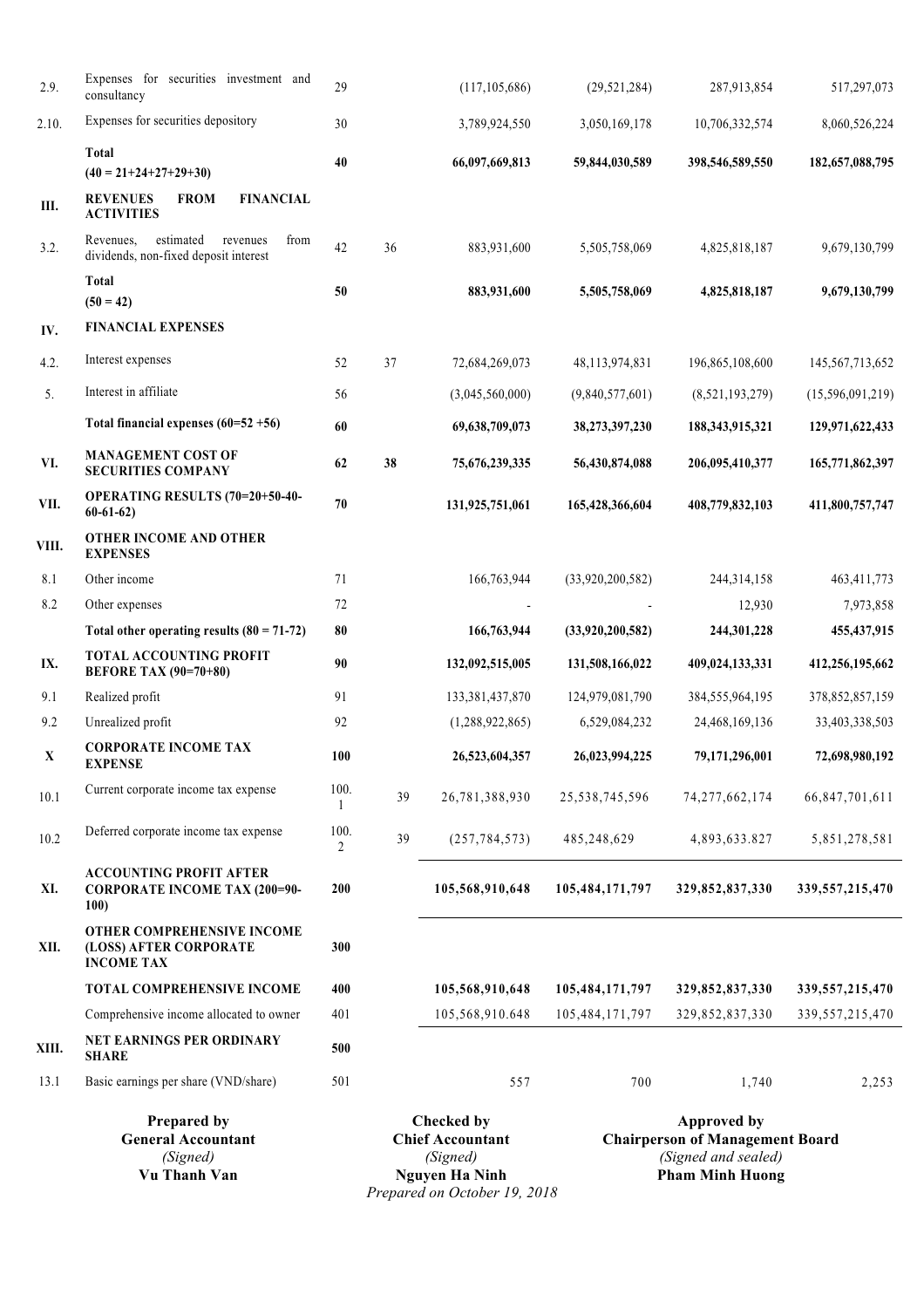| | | | | | | | |
|---|---|---|---|---|---|---|---|
| 2.9. | Expenses for securities investment and consultancy | 29 | | (117,105,686) | (29,521,284) | 287,913,854 | 517,297,073 |
| 2.10. | Expenses for securities depository | 30 | | 3,789,924,550 | 3,050,169,178 | 10,706,332,574 | 8,060,526,224 |
| | **Total (40 = 21+24+27+29+30)** | **40** | | **66,097,669,813** | **59,844,030,589** | **398,546,589,550** | **182,657,088,795** |
| **III.** | **REVENUES FROM FINANCIAL ACTIVITIES** | | | | | | |
| 3.2. | Revenues, estimated revenues from dividends, non-fixed deposit interest | 42 | 36 | 883,931,600 | 5,505,758,069 | 4,825,818,187 | 9,679,130,799 |
| | **Total (50 = 42)** | **50** | | **883,931,600** | **5,505,758,069** | **4,825,818,187** | **9,679,130,799** |
| **IV.** | **FINANCIAL EXPENSES** | | | | | | |
| 4.2. | Interest expenses | 52 | 37 | 72,684,269,073 | 48,113,974,831 | 196,865,108,600 | 145,567,713,652 |
| 5. | Interest in affiliate | 56 | | (3,045,560,000) | (9,840,577,601) | (8,521,193,279) | (15,596,091,219) |
| | **Total financial expenses (60=52 +56)** | **60** | | **69,638,709,073** | **38,273,397,230** | **188,343,915,321** | **129,971,622,433** |
| **VI.** | **MANAGEMENT COST OF SECURITIES COMPANY** | **62** | **38** | **75,676,239,335** | **56,430,874,088** | **206,095,410,377** | **165,771,862,397** |
| **VII.** | **OPERATING RESULTS (70=20+50-40-60-61-62)** | **70** | | **131,925,751,061** | **165,428,366,604** | **408,779,832,103** | **411,800,757,747** |
| **VIII.** | **OTHER INCOME AND OTHER EXPENSES** | | | | | | |
| 8.1 | Other income | 71 | | 166,763,944 | (33,920,200,582) | 244,314,158 | 463,411,773 |
| 8.2 | Other expenses | 72 | | - | - | 12,930 | 7,973,858 |
| | **Total other operating results (80 = 71-72)** | **80** | | **166,763,944** | **(33,920,200,582)** | **244,301,228** | **455,437,915** |
| **IX.** | **TOTAL ACCOUNTING PROFIT BEFORE TAX (90=70+80)** | **90** | | **132,092,515,005** | **131,508,166,022** | **409,024,133,331** | **412,256,195,662** |
| 9.1 | Realized profit | 91 | | 133,381,437,870 | 124,979,081,790 | 384,555,964,195 | 378,852,857,159 |
| 9.2 | Unrealized profit | 92 | | (1,288,922,865) | 6,529,084,232 | 24,468,169,136 | 33,403,338,503 |
| **X** | **CORPORATE INCOME TAX EXPENSE** | **100** | | **26,523,604,357** | **26,023,994,225** | **79,171,296,001** | **72,698,980,192** |
| 10.1 | Current corporate income tax expense | 100.1 | 39 | 26,781,388,930 | 25,538,745,596 | 74,277,662,174 | 66,847,701,611 |
| 10.2 | Deferred corporate income tax expense | 100.2 | 39 | (257,784,573) | 485,248,629 | 4,893,633.827 | 5,851,278,581 |
| **XI.** | **ACCOUNTING PROFIT AFTER CORPORATE INCOME TAX (200=90-100)** | **200** | | **105,568,910,648** | **105,484,171,797** | **329,852,837,330** | **339,557,215,470** |
| **XII.** | **OTHER COMPREHENSIVE INCOME (LOSS) AFTER CORPORATE INCOME TAX** | **300** | | | | | |
| | **TOTAL COMPREHENSIVE INCOME** | **400** | | **105,568,910,648** | **105,484,171,797** | **329,852,837,330** | **339,557,215,470** |
| | Comprehensive income allocated to owner | 401 | | 105,568,910.648 | 105,484,171,797 | 329,852,837,330 | 339,557,215,470 |
| **XIII.** | **NET EARNINGS PER ORDINARY SHARE** | **500** | | | | | |
| 13.1 | Basic earnings per share (VND/share) | 501 | | 557 | 700 | 1,740 | 2,253 |

| **Prepared by** | **Checked by** | **Approved by** |
|---|---|---|
| **General Accountant** | **Chief Accountant** | **Chairperson of Management Board** |
| *(Signed)* | *(Signed)* | *(Signed and sealed)* |
| **Vu Thanh Van** | **Nguyen Ha Ninh** | **Pham Minh Huong** |

*Prepared on October 19, 2018*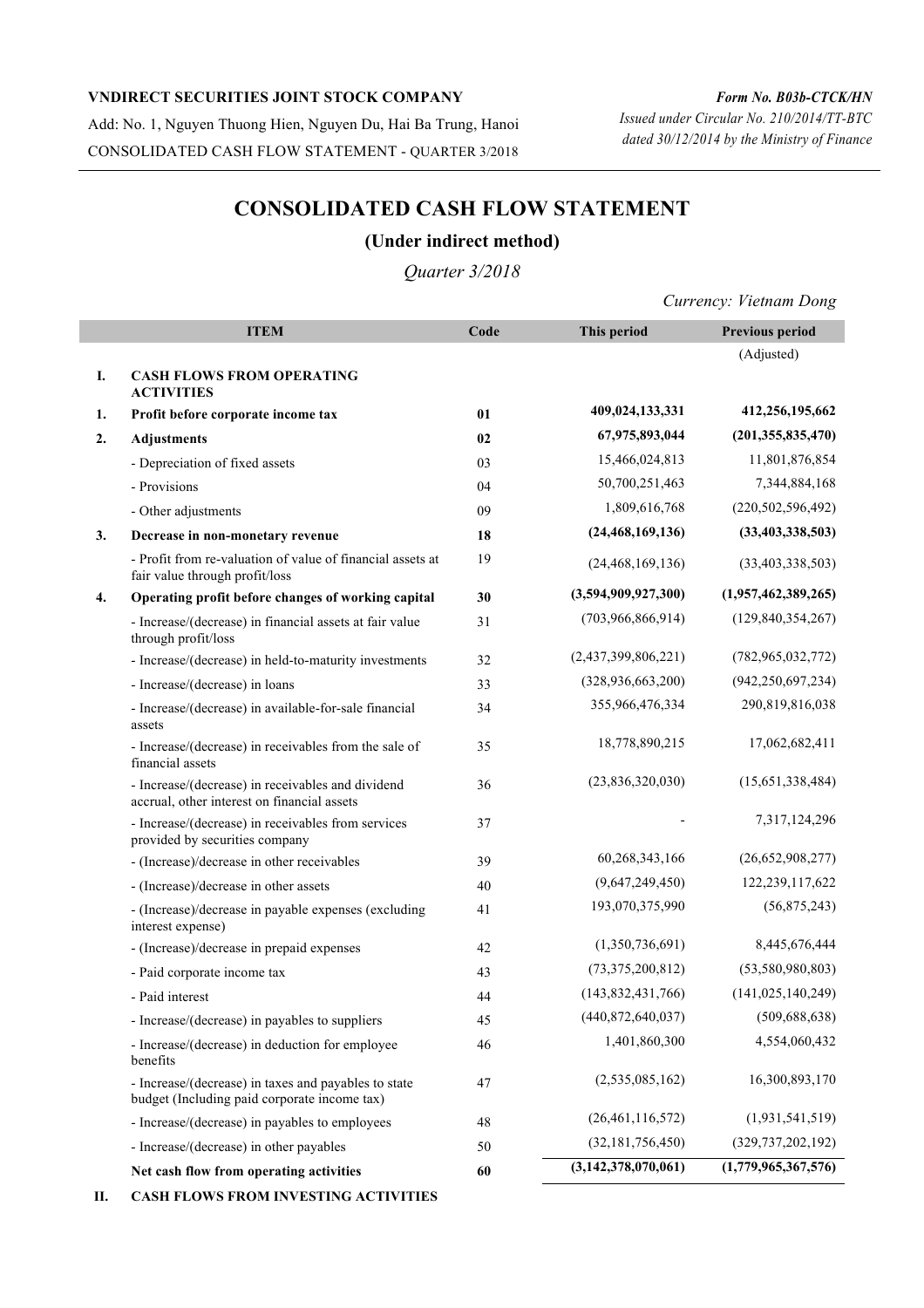**VNDIRECT SECURITIES JOINT STOCK COMPANY**

Add: No. 1, Nguyen Thuong Hien, Nguyen Du, Hai Ba Trung, Hanoi

CONSOLIDATED CASH FLOW STATEMENT - QUARTER 3/2018

***Form No. B03b-CTCK/HN***

*Issued under Circular No. 210/2014/TT-BTC dated 30/12/2014 by the Ministry of Finance*

# CONSOLIDATED CASH FLOW STATEMENT

## (Under indirect method)

*Quarter 3/2018*

*Currency: Vietnam Dong*

| | ITEM | Code | This period | Previous period |
|---|---|---|---|---|
| | | | | (Adjusted) |
| **I.** | **CASH FLOWS FROM OPERATING ACTIVITIES** | | | |
| **1.** | **Profit before corporate income tax** | **01** | **409,024,133,331** | **412,256,195,662** |
| **2.** | **Adjustments** | **02** | **67,975,893,044** | **(201,355,835,470)** |
| | - Depreciation of fixed assets | 03 | 15,466,024,813 | 11,801,876,854 |
| | - Provisions | 04 | 50,700,251,463 | 7,344,884,168 |
| | - Other adjustments | 09 | 1,809,616,768 | (220,502,596,492) |
| **3.** | **Decrease in non-monetary revenue** | **18** | **(24,468,169,136)** | **(33,403,338,503)** |
| | - Profit from re-valuation of value of financial assets at fair value through profit/loss | 19 | (24,468,169,136) | (33,403,338,503) |
| **4.** | **Operating profit before changes of working capital** | **30** | **(3,594,909,927,300)** | **(1,957,462,389,265)** |
| | - Increase/(decrease) in financial assets at fair value through profit/loss | 31 | (703,966,866,914) | (129,840,354,267) |
| | - Increase/(decrease) in held-to-maturity investments | 32 | (2,437,399,806,221) | (782,965,032,772) |
| | - Increase/(decrease) in loans | 33 | (328,936,663,200) | (942,250,697,234) |
| | - Increase/(decrease) in available-for-sale financial assets | 34 | 355,966,476,334 | 290,819,816,038 |
| | - Increase/(decrease) in receivables from the sale of financial assets | 35 | 18,778,890,215 | 17,062,682,411 |
| | - Increase/(decrease) in receivables and dividend accrual, other interest on financial assets | 36 | (23,836,320,030) | (15,651,338,484) |
| | - Increase/(decrease) in receivables from services provided by securities company | 37 | - | 7,317,124,296 |
| | - (Increase)/decrease in other receivables | 39 | 60,268,343,166 | (26,652,908,277) |
| | - (Increase)/decrease in other assets | 40 | (9,647,249,450) | 122,239,117,622 |
| | - (Increase)/decrease in payable expenses (excluding interest expense) | 41 | 193,070,375,990 | (56,875,243) |
| | - (Increase)/decrease in prepaid expenses | 42 | (1,350,736,691) | 8,445,676,444 |
| | - Paid corporate income tax | 43 | (73,375,200,812) | (53,580,980,803) |
| | - Paid interest | 44 | (143,832,431,766) | (141,025,140,249) |
| | - Increase/(decrease) in payables to suppliers | 45 | (440,872,640,037) | (509,688,638) |
| | - Increase/(decrease) in deduction for employee benefits | 46 | 1,401,860,300 | 4,554,060,432 |
| | - Increase/(decrease) in taxes and payables to state budget (Including paid corporate income tax) | 47 | (2,535,085,162) | 16,300,893,170 |
| | - Increase/(decrease) in payables to employees | 48 | (26,461,116,572) | (1,931,541,519) |
| | - Increase/(decrease) in other payables | 50 | (32,181,756,450) | (329,737,202,192) |
| | **Net cash flow from operating activities** | **60** | **(3,142,378,070,061)** | **(1,779,965,367,576)** |
| **II.** | **CASH FLOWS FROM INVESTING ACTIVITIES** | | | |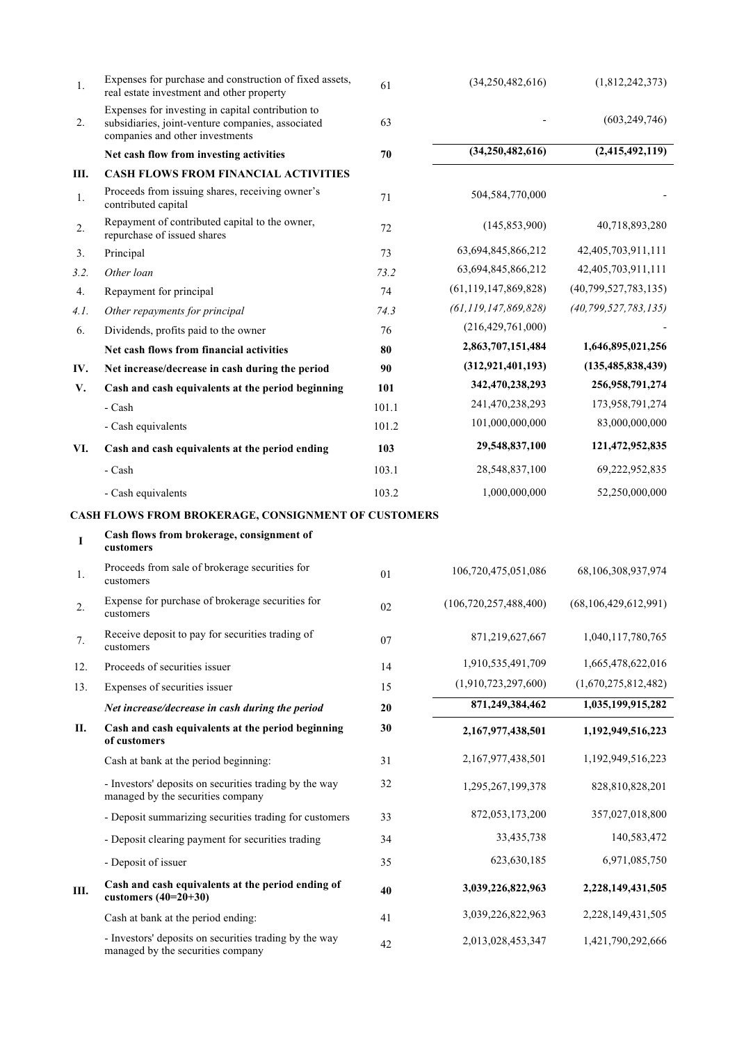| | | | | |
|---|---|---|---|---|
| 1. | Expenses for purchase and construction of fixed assets, real estate investment and other property | 61 | (34,250,482,616) | (1,812,242,373) |
| 2. | Expenses for investing in capital contribution to subsidiaries, joint-venture companies, associated companies and other investments | 63 | - | (603,249,746) |
| | **Net cash flow from investing activities** | **70** | **(34,250,482,616)** | **(2,415,492,119)** |
| **III.** | **CASH FLOWS FROM FINANCIAL ACTIVITIES** | | | |
| 1. | Proceeds from issuing shares, receiving owner's contributed capital | 71 | 504,584,770,000 | - |
| 2. | Repayment of contributed capital to the owner, repurchase of issued shares | 72 | (145,853,900) | 40,718,893,280 |
| 3. | Principal | 73 | 63,694,845,866,212 | 42,405,703,911,111 |
| *3.2.* | *Other loan* | *73.2* | 63,694,845,866,212 | 42,405,703,911,111 |
| 4. | Repayment for principal | 74 | (61,119,147,869,828) | (40,799,527,783,135) |
| *4.1.* | *Other repayments for principal* | *74.3* | *(61,119,147,869,828)* | *(40,799,527,783,135)* |
| 6. | Dividends, profits paid to the owner | 76 | (216,429,761,000) | - |
| | **Net cash flows from financial activities** | **80** | **2,863,707,151,484** | **1,646,895,021,256** |
| **IV.** | **Net increase/decrease in cash during the period** | **90** | **(312,921,401,193)** | **(135,485,838,439)** |
| **V.** | **Cash and cash equivalents at the period beginning** | **101** | **342,470,238,293** | **256,958,791,274** |
| | - Cash | 101.1 | 241,470,238,293 | 173,958,791,274 |
| | - Cash equivalents | 101.2 | 101,000,000,000 | 83,000,000,000 |
| **VI.** | **Cash and cash equivalents at the period ending** | **103** | **29,548,837,100** | **121,472,952,835** |
| | - Cash | 103.1 | 28,548,837,100 | 69,222,952,835 |
| | - Cash equivalents | 103.2 | 1,000,000,000 | 52,250,000,000 |

**CASH FLOWS FROM BROKERAGE, CONSIGNMENT OF CUSTOMERS**

| | | | | |
|---|---|---|---|---|
| **I** | **Cash flows from brokerage, consignment of customers** | | | |
| 1. | Proceeds from sale of brokerage securities for customers | 01 | 106,720,475,051,086 | 68,106,308,937,974 |
| 2. | Expense for purchase of brokerage securities for customers | 02 | (106,720,257,488,400) | (68,106,429,612,991) |
| 7. | Receive deposit to pay for securities trading of customers | 07 | 871,219,627,667 | 1,040,117,780,765 |
| 12. | Proceeds of securities issuer | 14 | 1,910,535,491,709 | 1,665,478,622,016 |
| 13. | Expenses of securities issuer | 15 | (1,910,723,297,600) | (1,670,275,812,482) |
| | ***Net increase/decrease in cash during the period*** | **20** | **871,249,384,462** | **1,035,199,915,282** |
| **II.** | **Cash and cash equivalents at the period beginning of customers** | **30** | **2,167,977,438,501** | **1,192,949,516,223** |
| | Cash at bank at the period beginning: | 31 | 2,167,977,438,501 | 1,192,949,516,223 |
| | - Investors' deposits on securities trading by the way managed by the securities company | 32 | 1,295,267,199,378 | 828,810,828,201 |
| | - Deposit summarizing securities trading for customers | 33 | 872,053,173,200 | 357,027,018,800 |
| | - Deposit clearing payment for securities trading | 34 | 33,435,738 | 140,583,472 |
| | - Deposit of issuer | 35 | 623,630,185 | 6,971,085,750 |
| **III.** | **Cash and cash equivalents at the period ending of customers (40=20+30)** | **40** | **3,039,226,822,963** | **2,228,149,431,505** |
| | Cash at bank at the period ending: | 41 | 3,039,226,822,963 | 2,228,149,431,505 |
| | - Investors' deposits on securities trading by the way managed by the securities company | 42 | 2,013,028,453,347 | 1,421,790,292,666 |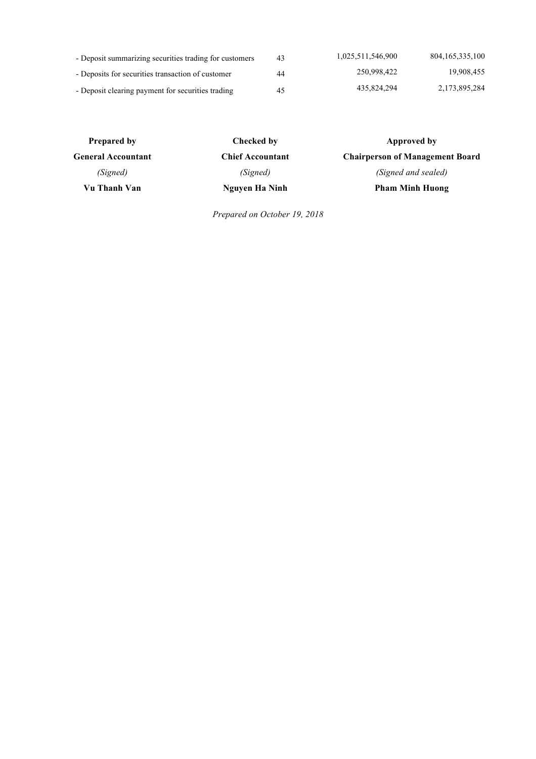| | | | |
|---|---|---|---|
| - Deposit summarizing securities trading for customers | 43 | 1,025,511,546,900 | 804,165,335,100 |
| - Deposits for securities transaction of customer | 44 | 250,998,422 | 19,908,455 |
| - Deposit clearing payment for securities trading | 45 | 435,824,294 | 2,173,895,284 |

| **Prepared by** | **Checked by** | **Approved by** |
|---|---|---|
| **General Accountant** | **Chief Accountant** | **Chairperson of Management Board** |
| *(Signed)* | *(Signed)* | *(Signed and sealed)* |
| **Vu Thanh Van** | **Nguyen Ha Ninh** | **Pham Minh Huong** |

*Prepared on October 19, 2018*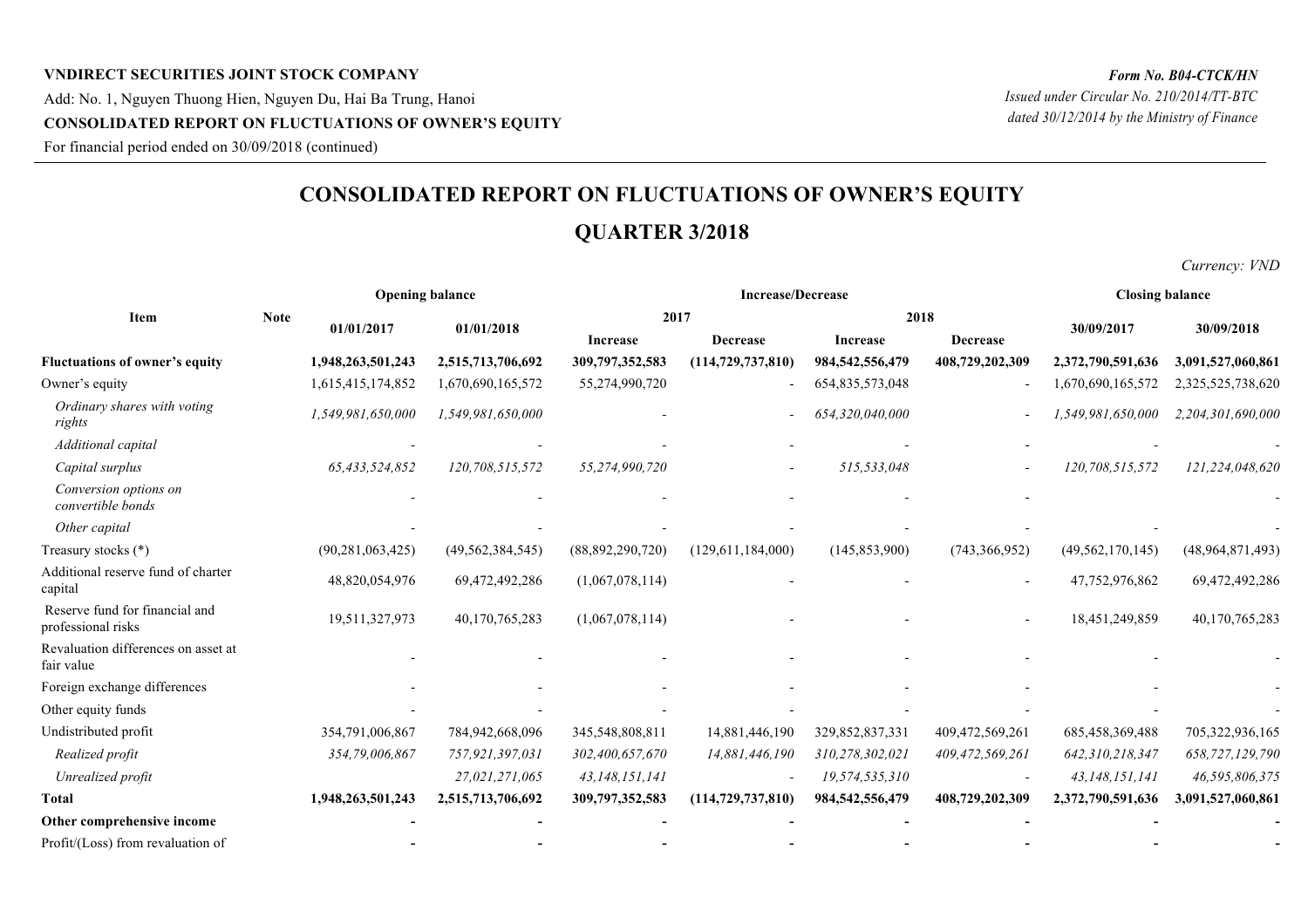**VNDIRECT SECURITIES JOINT STOCK COMPANY**

Add: No. 1, Nguyen Thuong Hien, Nguyen Du, Hai Ba Trung, Hanoi

**CONSOLIDATED REPORT ON FLUCTUATIONS OF OWNER'S EQUITY**

For financial period ended on 30/09/2018 (continued)

*Form No. B04-CTCK/HN*

*Issued under Circular No. 210/2014/TT-BTC dated 30/12/2014 by the Ministry of Finance*

# CONSOLIDATED REPORT ON FLUCTUATIONS OF OWNER'S EQUITY

## QUARTER 3/2018

*Currency: VND*

| Item | Note | Opening balance | | Increase/Decrease | | | | Closing balance | |
|---|---|---|---|---|---|---|---|---|---|
| | | 01/01/2017 | 01/01/2018 | 2017 | | 2018 | | 30/09/2017 | 30/09/2018 |
| | | | | Increase | Decrease | Increase | Decrease | | |
| **Fluctuations of owner's equity** | | **1,948,263,501,243** | **2,515,713,706,692** | **309,797,352,583** | **(114,729,737,810)** | **984,542,556,479** | **408,729,202,309** | **2,372,790,591,636** | **3,091,527,060,861** |
| Owner's equity | | 1,615,415,174,852 | 1,670,690,165,572 | 55,274,990,720 | - | 654,835,573,048 | - | 1,670,690,165,572 | 2,325,525,738,620 |
| *Ordinary shares with voting rights* | | *1,549,981,650,000* | *1,549,981,650,000* | - | - | *654,320,040,000* | - | *1,549,981,650,000* | *2,204,301,690,000* |
| *Additional capital* | | - | - | - | - | - | - | - | - |
| *Capital surplus* | | *65,433,524,852* | *120,708,515,572* | *55,274,990,720* | - | *515,533,048* | - | *120,708,515,572* | *121,224,048,620* |
| *Conversion options on convertible bonds* | | - | - | - | - | - | - | | - |
| *Other capital* | | - | - | - | - | - | - | - | - |
| Treasury stocks (*) | | (90,281,063,425) | (49,562,384,545) | (88,892,290,720) | (129,611,184,000) | (145,853,900) | (743,366,952) | (49,562,170,145) | (48,964,871,493) |
| Additional reserve fund of charter capital | | 48,820,054,976 | 69,472,492,286 | (1,067,078,114) | - | - | - | 47,752,976,862 | 69,472,492,286 |
| Reserve fund for financial and professional risks | | 19,511,327,973 | 40,170,765,283 | (1,067,078,114) | - | - | - | 18,451,249,859 | 40,170,765,283 |
| Revaluation differences on asset at fair value | | - | - | - | - | - | - | - | - |
| Foreign exchange differences | | - | - | - | - | - | - | - | - |
| Other equity funds | | - | - | - | - | - | - | - | - |
| Undistributed profit | | 354,791,006,867 | 784,942,668,096 | 345,548,808,811 | 14,881,446,190 | 329,852,837,331 | 409,472,569,261 | 685,458,369,488 | 705,322,936,165 |
| *Realized profit* | | *354,79,006,867* | *757,921,397,031* | *302,400,657,670* | *14,881,446,190* | *310,278,302,021* | *409,472,569,261* | *642,310,218,347* | *658,727,129,790* |
| *Unrealized profit* | | | *27,021,271,065* | *43,148,151,141* | - | *19,574,535,310* | - | *43,148,151,141* | *46,595,806,375* |
| **Total** | | **1,948,263,501,243** | **2,515,713,706,692** | **309,797,352,583** | **(114,729,737,810)** | **984,542,556,479** | **408,729,202,309** | **2,372,790,591,636** | **3,091,527,060,861** |
| **Other comprehensive income** | | **-** | **-** | **-** | **-** | **-** | **-** | **-** | **-** |
| Profit/(Loss) from revaluation of | | **-** | **-** | **-** | **-** | **-** | **-** | **-** | **-** |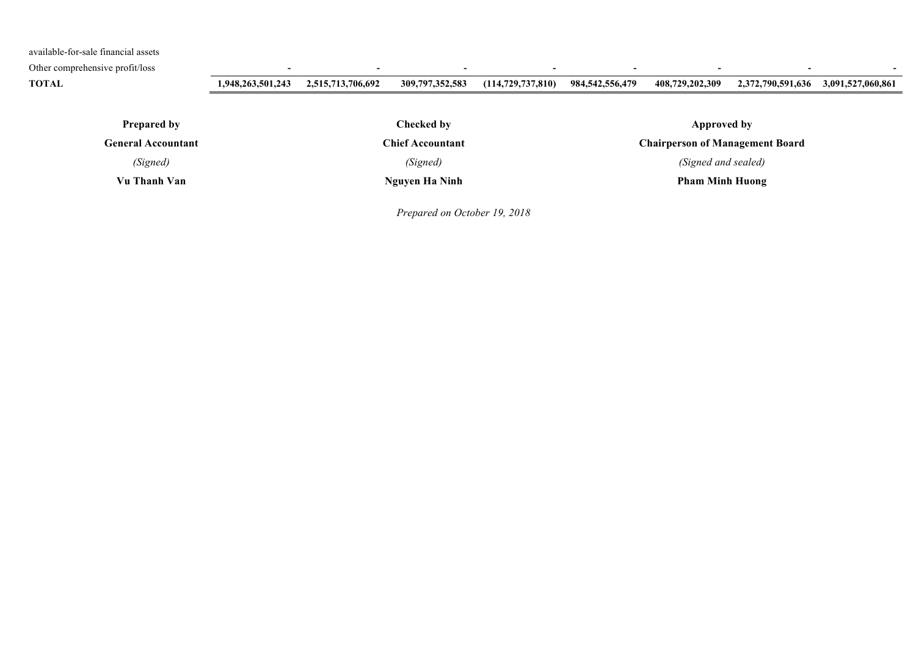| | | | | | | | | |
|---|---|---|---|---|---|---|---|---|
| available-for-sale financial assets | | | | | | | | |
| Other comprehensive profit/loss | - | - | - | - | - | - | - | - |
| **TOTAL** | **1,948,263,501,243** | **2,515,713,706,692** | **309,797,352,583** | **(114,729,737,810)** | **984,542,556,479** | **408,729,202,309** | **2,372,790,591,636** | **3,091,527,060,861** |

| Prepared by | Checked by | Approved by |
|---|---|---|
| **General Accountant** | **Chief Accountant** | **Chairperson of Management Board** |
| *(Signed)* | *(Signed)* | *(Signed and sealed)* |
| **Vu Thanh Van** | **Nguyen Ha Ninh** | **Pham Minh Huong** |

*Prepared on October 19, 2018*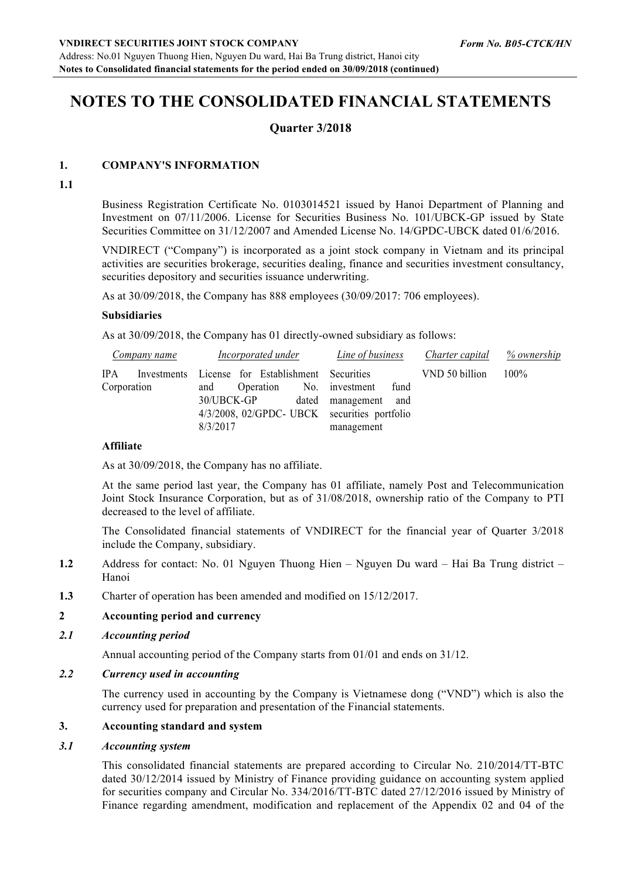# NOTES TO THE CONSOLIDATED FINANCIAL STATEMENTS

## Quarter 3/2018

### 1. COMPANY'S INFORMATION

**1.1**

Business Registration Certificate No. 0103014521 issued by Hanoi Department of Planning and Investment on 07/11/2006. License for Securities Business No. 101/UBCK-GP issued by State Securities Committee on 31/12/2007 and Amended License No. 14/GPDC-UBCK dated 01/6/2016.

VNDIRECT ("Company") is incorporated as a joint stock company in Vietnam and its principal activities are securities brokerage, securities dealing, finance and securities investment consultancy, securities depository and securities issuance underwriting.

As at 30/09/2018, the Company has 888 employees (30/09/2017: 706 employees).

**Subsidiaries**

As at 30/09/2018, the Company has 01 directly-owned subsidiary as follows:

| *Company name* | *Incorporated under* | *Line of business* | *Charter capital* | *% ownership* |
|---|---|---|---|---|
| IPA Investments Corporation | License for Establishment and Operation No. 30/UBCK-GP dated 4/3/2008, 02/GPDC- UBCK 8/3/2017 | Securities investment fund management and securities portfolio management | VND 50 billion | 100% |

**Affiliate**

As at 30/09/2018, the Company has no affiliate.

At the same period last year, the Company has 01 affiliate, namely Post and Telecommunication Joint Stock Insurance Corporation, but as of 31/08/2018, ownership ratio of the Company to PTI decreased to the level of affiliate.

The Consolidated financial statements of VNDIRECT for the financial year of Quarter 3/2018 include the Company, subsidiary.

**1.2** Address for contact: No. 01 Nguyen Thuong Hien – Nguyen Du ward – Hai Ba Trung district – Hanoi

**1.3** Charter of operation has been amended and modified on 15/12/2017.

### 2 Accounting period and currency

***2.1 Accounting period***

Annual accounting period of the Company starts from 01/01 and ends on 31/12.

***2.2 Currency used in accounting***

The currency used in accounting by the Company is Vietnamese dong ("VND") which is also the currency used for preparation and presentation of the Financial statements.

### 3. Accounting standard and system

***3.1 Accounting system***

This consolidated financial statements are prepared according to Circular No. 210/2014/TT-BTC dated 30/12/2014 issued by Ministry of Finance providing guidance on accounting system applied for securities company and Circular No. 334/2016/TT-BTC dated 27/12/2016 issued by Ministry of Finance regarding amendment, modification and replacement of the Appendix 02 and 04 of the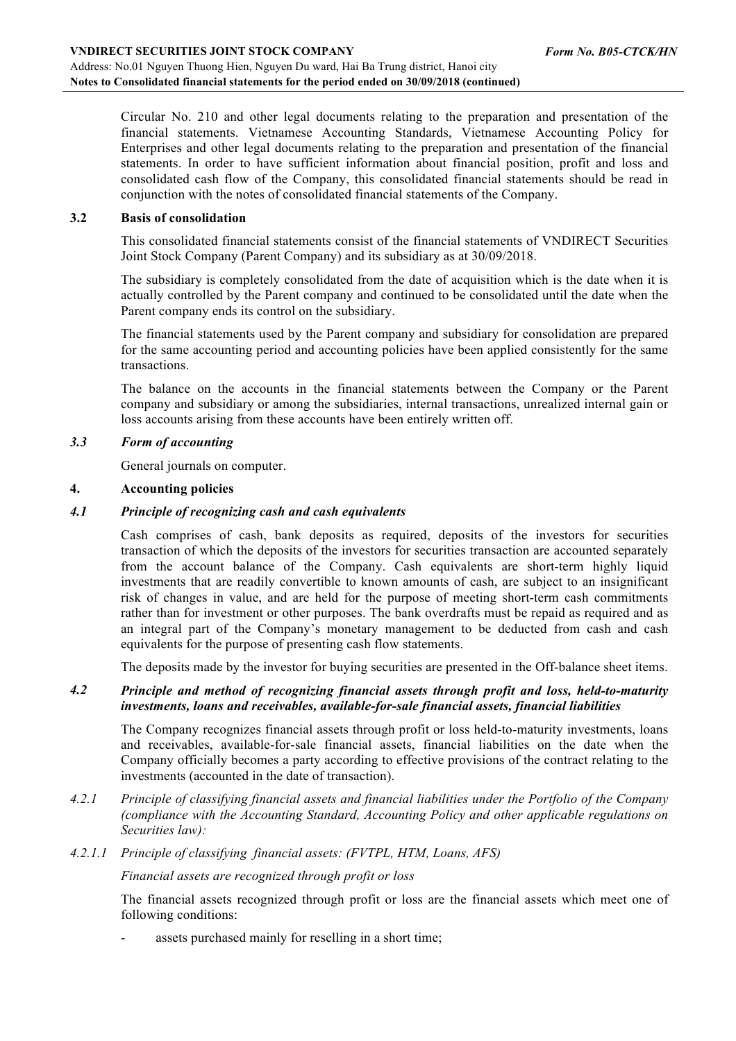Circular No. 210 and other legal documents relating to the preparation and presentation of the financial statements. Vietnamese Accounting Standards, Vietnamese Accounting Policy for Enterprises and other legal documents relating to the preparation and presentation of the financial statements. In order to have sufficient information about financial position, profit and loss and consolidated cash flow of the Company, this consolidated financial statements should be read in conjunction with the notes of consolidated financial statements of the Company.

### 3.2 Basis of consolidation

This consolidated financial statements consist of the financial statements of VNDIRECT Securities Joint Stock Company (Parent Company) and its subsidiary as at 30/09/2018.

The subsidiary is completely consolidated from the date of acquisition which is the date when it is actually controlled by the Parent company and continued to be consolidated until the date when the Parent company ends its control on the subsidiary.

The financial statements used by the Parent company and subsidiary for consolidation are prepared for the same accounting period and accounting policies have been applied consistently for the same transactions.

The balance on the accounts in the financial statements between the Company or the Parent company and subsidiary or among the subsidiaries, internal transactions, unrealized internal gain or loss accounts arising from these accounts have been entirely written off.

### *3.3 Form of accounting*

General journals on computer.

## 4. Accounting policies

### *4.1 Principle of recognizing cash and cash equivalents*

Cash comprises of cash, bank deposits as required, deposits of the investors for securities transaction of which the deposits of the investors for securities transaction are accounted separately from the account balance of the Company. Cash equivalents are short-term highly liquid investments that are readily convertible to known amounts of cash, are subject to an insignificant risk of changes in value, and are held for the purpose of meeting short-term cash commitments rather than for investment or other purposes. The bank overdrafts must be repaid as required and as an integral part of the Company's monetary management to be deducted from cash and cash equivalents for the purpose of presenting cash flow statements.

The deposits made by the investor for buying securities are presented in the Off-balance sheet items.

### *4.2 Principle and method of recognizing financial assets through profit and loss, held-to-maturity investments, loans and receivables, available-for-sale financial assets, financial liabilities*

The Company recognizes financial assets through profit or loss held-to-maturity investments, loans and receivables, available-for-sale financial assets, financial liabilities on the date when the Company officially becomes a party according to effective provisions of the contract relating to the investments (accounted in the date of transaction).

*4.2.1 Principle of classifying financial assets and financial liabilities under the Portfolio of the Company (compliance with the Accounting Standard, Accounting Policy and other applicable regulations on Securities law):*

*4.2.1.1 Principle of classifying financial assets: (FVTPL, HTM, Loans, AFS)*

*Financial assets are recognized through profit or loss*

The financial assets recognized through profit or loss are the financial assets which meet one of following conditions:

- assets purchased mainly for reselling in a short time;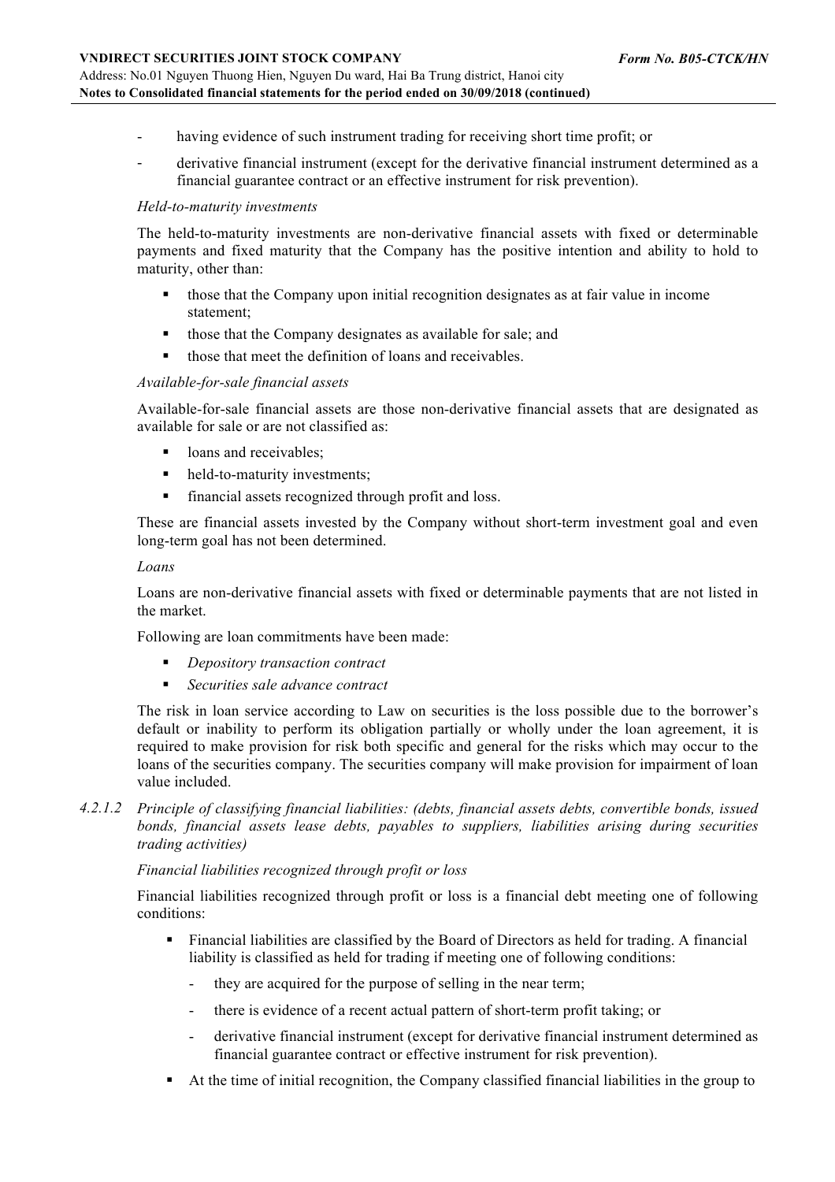- having evidence of such instrument trading for receiving short time profit; or
- derivative financial instrument (except for the derivative financial instrument determined as a financial guarantee contract or an effective instrument for risk prevention).

*Held-to-maturity investments*

The held-to-maturity investments are non-derivative financial assets with fixed or determinable payments and fixed maturity that the Company has the positive intention and ability to hold to maturity, other than:

- those that the Company upon initial recognition designates as at fair value in income statement;
- those that the Company designates as available for sale; and
- those that meet the definition of loans and receivables.

*Available-for-sale financial assets*

Available-for-sale financial assets are those non-derivative financial assets that are designated as available for sale or are not classified as:

- loans and receivables;
- held-to-maturity investments;
- financial assets recognized through profit and loss.

These are financial assets invested by the Company without short-term investment goal and even long-term goal has not been determined.

*Loans*

Loans are non-derivative financial assets with fixed or determinable payments that are not listed in the market.

Following are loan commitments have been made:

- *Depository transaction contract*
- *Securities sale advance contract*

The risk in loan service according to Law on securities is the loss possible due to the borrower's default or inability to perform its obligation partially or wholly under the loan agreement, it is required to make provision for risk both specific and general for the risks which may occur to the loans of the securities company. The securities company will make provision for impairment of loan value included.

*4.2.1.2 Principle of classifying financial liabilities: (debts, financial assets debts, convertible bonds, issued bonds, financial assets lease debts, payables to suppliers, liabilities arising during securities trading activities)*

*Financial liabilities recognized through profit or loss*

Financial liabilities recognized through profit or loss is a financial debt meeting one of following conditions:

- Financial liabilities are classified by the Board of Directors as held for trading. A financial liability is classified as held for trading if meeting one of following conditions:
  - they are acquired for the purpose of selling in the near term;
  - there is evidence of a recent actual pattern of short-term profit taking; or
  - derivative financial instrument (except for derivative financial instrument determined as financial guarantee contract or effective instrument for risk prevention).
- At the time of initial recognition, the Company classified financial liabilities in the group to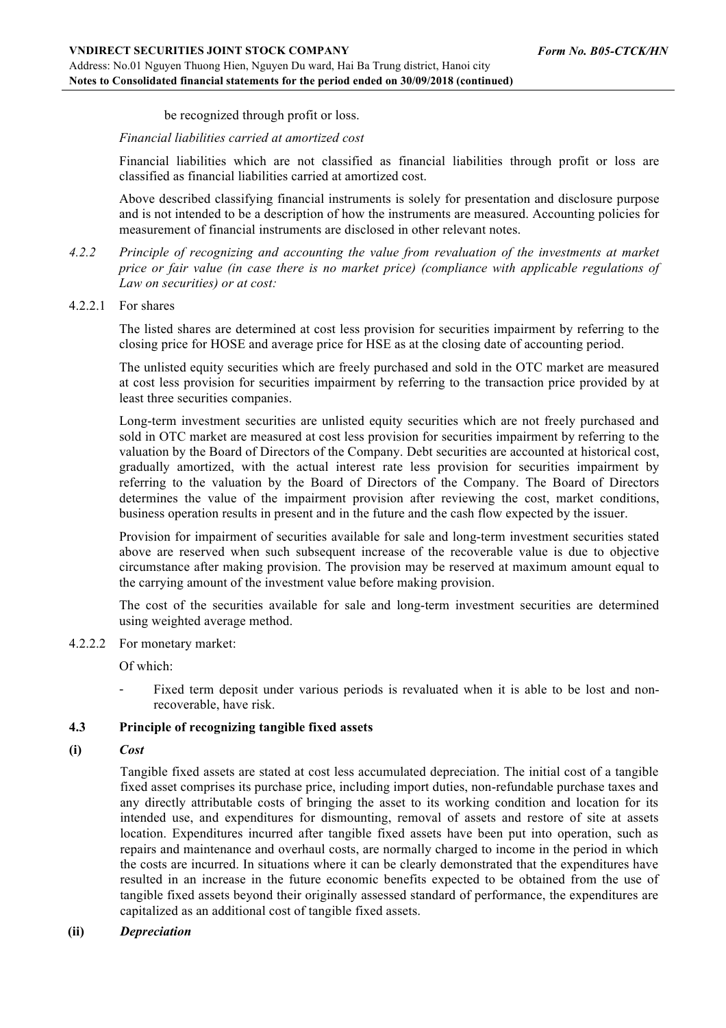be recognized through profit or loss.

*Financial liabilities carried at amortized cost*

Financial liabilities which are not classified as financial liabilities through profit or loss are classified as financial liabilities carried at amortized cost.

Above described classifying financial instruments is solely for presentation and disclosure purpose and is not intended to be a description of how the instruments are measured. Accounting policies for measurement of financial instruments are disclosed in other relevant notes.

*4.2.2 Principle of recognizing and accounting the value from revaluation of the investments at market price or fair value (in case there is no market price) (compliance with applicable regulations of Law on securities) or at cost:*

4.2.2.1 For shares

The listed shares are determined at cost less provision for securities impairment by referring to the closing price for HOSE and average price for HSE as at the closing date of accounting period.

The unlisted equity securities which are freely purchased and sold in the OTC market are measured at cost less provision for securities impairment by referring to the transaction price provided by at least three securities companies.

Long-term investment securities are unlisted equity securities which are not freely purchased and sold in OTC market are measured at cost less provision for securities impairment by referring to the valuation by the Board of Directors of the Company. Debt securities are accounted at historical cost, gradually amortized, with the actual interest rate less provision for securities impairment by referring to the valuation by the Board of Directors of the Company. The Board of Directors determines the value of the impairment provision after reviewing the cost, market conditions, business operation results in present and in the future and the cash flow expected by the issuer.

Provision for impairment of securities available for sale and long-term investment securities stated above are reserved when such subsequent increase of the recoverable value is due to objective circumstance after making provision. The provision may be reserved at maximum amount equal to the carrying amount of the investment value before making provision.

The cost of the securities available for sale and long-term investment securities are determined using weighted average method.

4.2.2.2 For monetary market:

Of which:

- Fixed term deposit under various periods is revaluated when it is able to be lost and non-recoverable, have risk.

### 4.3 Principle of recognizing tangible fixed assets

**(i)** ***Cost***

Tangible fixed assets are stated at cost less accumulated depreciation. The initial cost of a tangible fixed asset comprises its purchase price, including import duties, non-refundable purchase taxes and any directly attributable costs of bringing the asset to its working condition and location for its intended use, and expenditures for dismounting, removal of assets and restore of site at assets location. Expenditures incurred after tangible fixed assets have been put into operation, such as repairs and maintenance and overhaul costs, are normally charged to income in the period in which the costs are incurred. In situations where it can be clearly demonstrated that the expenditures have resulted in an increase in the future economic benefits expected to be obtained from the use of tangible fixed assets beyond their originally assessed standard of performance, the expenditures are capitalized as an additional cost of tangible fixed assets.

**(ii)** ***Depreciation***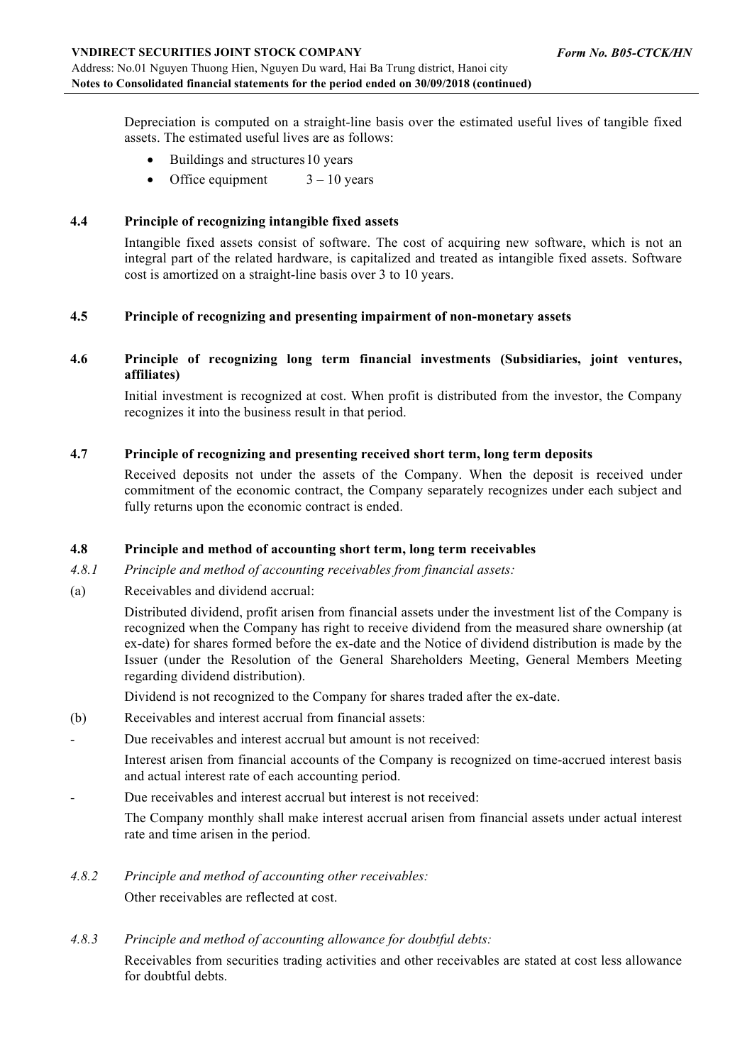Depreciation is computed on a straight-line basis over the estimated useful lives of tangible fixed assets. The estimated useful lives are as follows:

- Buildings and structures 10 years
- Office equipment 3 – 10 years

### 4.4 Principle of recognizing intangible fixed assets

Intangible fixed assets consist of software. The cost of acquiring new software, which is not an integral part of the related hardware, is capitalized and treated as intangible fixed assets. Software cost is amortized on a straight-line basis over 3 to 10 years.

### 4.5 Principle of recognizing and presenting impairment of non-monetary assets

### 4.6 Principle of recognizing long term financial investments (Subsidiaries, joint ventures, affiliates)

Initial investment is recognized at cost. When profit is distributed from the investor, the Company recognizes it into the business result in that period.

### 4.7 Principle of recognizing and presenting received short term, long term deposits

Received deposits not under the assets of the Company. When the deposit is received under commitment of the economic contract, the Company separately recognizes under each subject and fully returns upon the economic contract is ended.

### 4.8 Principle and method of accounting short term, long term receivables

*4.8.1 Principle and method of accounting receivables from financial assets:*

(a) Receivables and dividend accrual:

Distributed dividend, profit arisen from financial assets under the investment list of the Company is recognized when the Company has right to receive dividend from the measured share ownership (at ex-date) for shares formed before the ex-date and the Notice of dividend distribution is made by the Issuer (under the Resolution of the General Shareholders Meeting, General Members Meeting regarding dividend distribution).

Dividend is not recognized to the Company for shares traded after the ex-date.

(b) Receivables and interest accrual from financial assets:

- Due receivables and interest accrual but amount is not received:

  Interest arisen from financial accounts of the Company is recognized on time-accrued interest basis and actual interest rate of each accounting period.

- Due receivables and interest accrual but interest is not received:

  The Company monthly shall make interest accrual arisen from financial assets under actual interest rate and time arisen in the period.

*4.8.2 Principle and method of accounting other receivables:*

Other receivables are reflected at cost.

*4.8.3 Principle and method of accounting allowance for doubtful debts:*

Receivables from securities trading activities and other receivables are stated at cost less allowance for doubtful debts.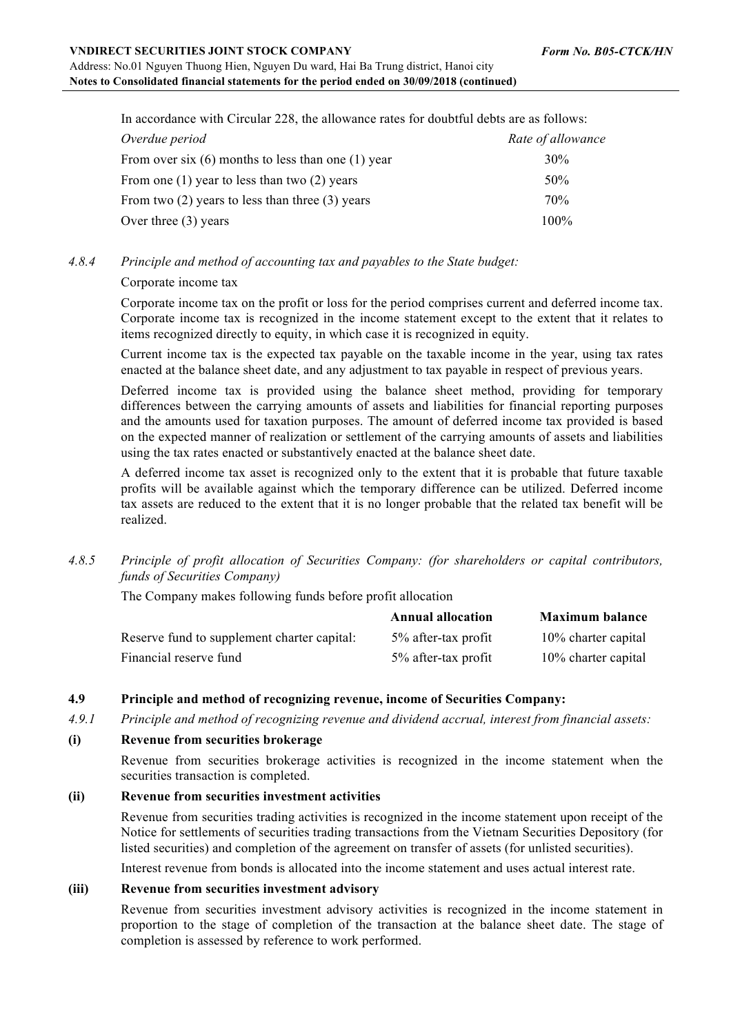In accordance with Circular 228, the allowance rates for doubtful debts are as follows:

| *Overdue period* | *Rate of allowance* |
|---|---|
| From over six (6) months to less than one (1) year | 30% |
| From one (1) year to less than two (2) years | 50% |
| From two (2) years to less than three (3) years | 70% |
| Over three (3) years | 100% |

*4.8.4 Principle and method of accounting tax and payables to the State budget:*

Corporate income tax

Corporate income tax on the profit or loss for the period comprises current and deferred income tax. Corporate income tax is recognized in the income statement except to the extent that it relates to items recognized directly to equity, in which case it is recognized in equity.

Current income tax is the expected tax payable on the taxable income in the year, using tax rates enacted at the balance sheet date, and any adjustment to tax payable in respect of previous years.

Deferred income tax is provided using the balance sheet method, providing for temporary differences between the carrying amounts of assets and liabilities for financial reporting purposes and the amounts used for taxation purposes. The amount of deferred income tax provided is based on the expected manner of realization or settlement of the carrying amounts of assets and liabilities using the tax rates enacted or substantively enacted at the balance sheet date.

A deferred income tax asset is recognized only to the extent that it is probable that future taxable profits will be available against which the temporary difference can be utilized. Deferred income tax assets are reduced to the extent that it is no longer probable that the related tax benefit will be realized.

*4.8.5 Principle of profit allocation of Securities Company: (for shareholders or capital contributors, funds of Securities Company)*

The Company makes following funds before profit allocation

| | **Annual allocation** | **Maximum balance** |
|---|---|---|
| Reserve fund to supplement charter capital: | 5% after-tax profit | 10% charter capital |
| Financial reserve fund | 5% after-tax profit | 10% charter capital |

## 4.9 Principle and method of recognizing revenue, income of Securities Company:

*4.9.1 Principle and method of recognizing revenue and dividend accrual, interest from financial assets:*

**(i) Revenue from securities brokerage**

Revenue from securities brokerage activities is recognized in the income statement when the securities transaction is completed.

**(ii) Revenue from securities investment activities**

Revenue from securities trading activities is recognized in the income statement upon receipt of the Notice for settlements of securities trading transactions from the Vietnam Securities Depository (for listed securities) and completion of the agreement on transfer of assets (for unlisted securities).

Interest revenue from bonds is allocated into the income statement and uses actual interest rate.

**(iii) Revenue from securities investment advisory**

Revenue from securities investment advisory activities is recognized in the income statement in proportion to the stage of completion of the transaction at the balance sheet date. The stage of completion is assessed by reference to work performed.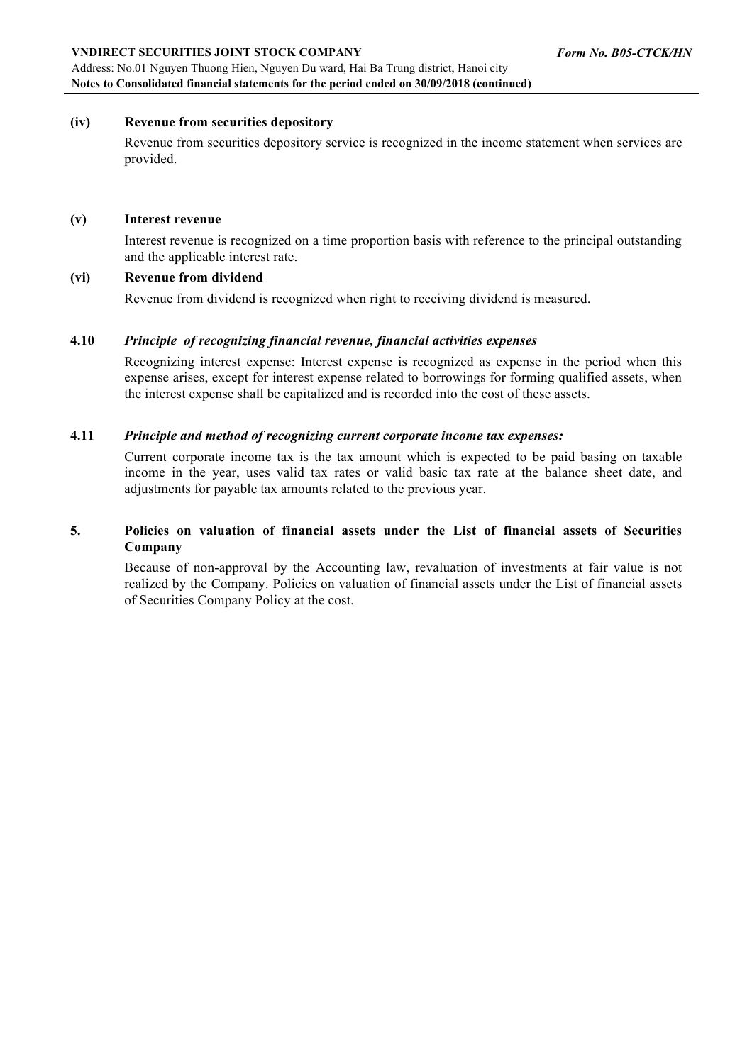**(iv) Revenue from securities depository**

Revenue from securities depository service is recognized in the income statement when services are provided.

**(v) Interest revenue**

Interest revenue is recognized on a time proportion basis with reference to the principal outstanding and the applicable interest rate.

**(vi) Revenue from dividend**

Revenue from dividend is recognized when right to receiving dividend is measured.

### 4.10 *Principle of recognizing financial revenue, financial activities expenses*

Recognizing interest expense: Interest expense is recognized as expense in the period when this expense arises, except for interest expense related to borrowings for forming qualified assets, when the interest expense shall be capitalized and is recorded into the cost of these assets.

### 4.11 *Principle and method of recognizing current corporate income tax expenses:*

Current corporate income tax is the tax amount which is expected to be paid basing on taxable income in the year, uses valid tax rates or valid basic tax rate at the balance sheet date, and adjustments for payable tax amounts related to the previous year.

## 5. Policies on valuation of financial assets under the List of financial assets of Securities Company

Because of non-approval by the Accounting law, revaluation of investments at fair value is not realized by the Company. Policies on valuation of financial assets under the List of financial assets of Securities Company Policy at the cost.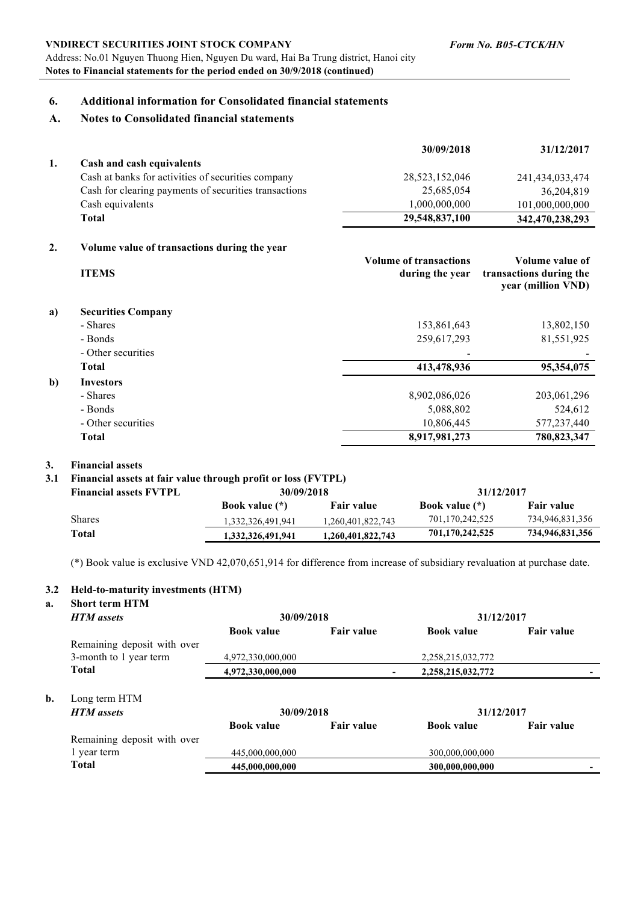## 6. Additional information for Consolidated financial statements

## A. Notes to Consolidated financial statements

| | | 30/09/2018 | 31/12/2017 |
|---|---|---|---|
| **1.** | **Cash and cash equivalents** | | |
| | Cash at banks for activities of securities company | 28,523,152,046 | 241,434,033,474 |
| | Cash for clearing payments of securities transactions | 25,685,054 | 36,204,819 |
| | Cash equivalents | 1,000,000,000 | 101,000,000,000 |
| | **Total** | **29,548,837,100** | **342,470,238,293** |

**2. Volume value of transactions during the year**

| | ITEMS | Volume of transactions during the year | Volume value of transactions during the year (million VND) |
|---|---|---|---|
| **a)** | **Securities Company** | | |
| | - Shares | 153,861,643 | 13,802,150 |
| | - Bonds | 259,617,293 | 81,551,925 |
| | - Other securities | - | - |
| | **Total** | **413,478,936** | **95,354,075** |
| **b)** | **Investors** | | |
| | - Shares | 8,902,086,026 | 203,061,296 |
| | - Bonds | 5,088,802 | 524,612 |
| | - Other securities | 10,806,445 | 577,237,440 |
| | **Total** | **8,917,981,273** | **780,823,347** |

**3. Financial assets**

**3.1 Financial assets at fair value through profit or loss (FVTPL)**

| Financial assets FVTPL | 30/09/2018 | | 31/12/2017 | |
|---|---|---|---|---|
| | Book value (*) | Fair value | Book value (*) | Fair value |
| Shares | 1,332,326,491,941 | 1,260,401,822,743 | 701,170,242,525 | 734,946,831,356 |
| **Total** | **1,332,326,491,941** | **1,260,401,822,743** | **701,170,242,525** | **734,946,831,356** |

(*) Book value is exclusive VND 42,070,651,914 for difference from increase of subsidiary revaluation at purchase date.

**3.2 Held-to-maturity investments (HTM)**

**a. Short term HTM**

| *HTM assets* | 30/09/2018 | | 31/12/2017 | |
|---|---|---|---|---|
| | Book value | Fair value | Book value | Fair value |
| Remaining deposit with over 3-month to 1 year term | 4,972,330,000,000 | | 2,258,215,032,772 | |
| **Total** | **4,972,330,000,000** | - | **2,258,215,032,772** | - |

**b.** Long term HTM

| *HTM assets* | 30/09/2018 | | 31/12/2017 | |
|---|---|---|---|---|
| | Book value | Fair value | Book value | Fair value |
| Remaining deposit with over 1 year term | 445,000,000,000 | | 300,000,000,000 | |
| **Total** | **445,000,000,000** | | **300,000,000,000** | - |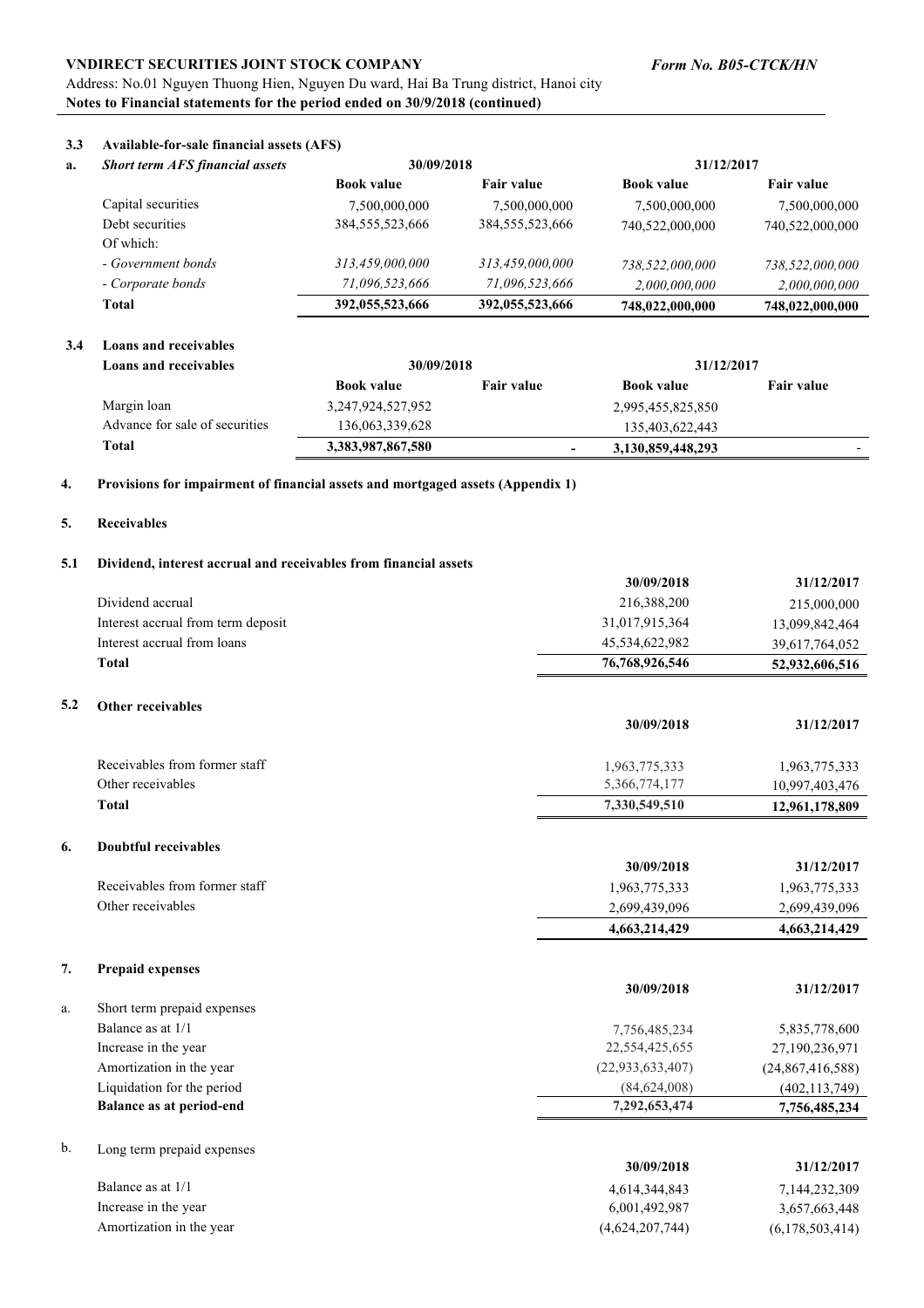### 3.3 Available-for-sale financial assets (AFS)

| a. *Short term AFS financial assets* | 30/09/2018 | | 31/12/2017 | |
|---|---|---|---|---|
| | **Book value** | **Fair value** | **Book value** | **Fair value** |
| Capital securities | 7,500,000,000 | 7,500,000,000 | 7,500,000,000 | 7,500,000,000 |
| Debt securities | 384,555,523,666 | 384,555,523,666 | 740,522,000,000 | 740,522,000,000 |
| Of which: | | | | |
| *- Government bonds* | *313,459,000,000* | *313,459,000,000* | *738,522,000,000* | *738,522,000,000* |
| *- Corporate bonds* | *71,096,523,666* | *71,096,523,666* | *2,000,000,000* | *2,000,000,000* |
| **Total** | **392,055,523,666** | **392,055,523,666** | **748,022,000,000** | **748,022,000,000** |

### 3.4 Loans and receivables

| **Loans and receivables** | 30/09/2018 | | 31/12/2017 | |
|---|---|---|---|---|
| | **Book value** | **Fair value** | **Book value** | **Fair value** |
| Margin loan | 3,247,924,527,952 | | 2,995,455,825,850 | |
| Advance for sale of securities | 136,063,339,628 | | 135,403,622,443 | |
| **Total** | **3,383,987,867,580** | **-** | **3,130,859,448,293** | **-** |

## 4. Provisions for impairment of financial assets and mortgaged assets (Appendix 1)

## 5. Receivables

### 5.1 Dividend, interest accrual and receivables from financial assets

| | 30/09/2018 | 31/12/2017 |
|---|---|---|
| Dividend accrual | 216,388,200 | 215,000,000 |
| Interest accrual from term deposit | 31,017,915,364 | 13,099,842,464 |
| Interest accrual from loans | 45,534,622,982 | 39,617,764,052 |
| **Total** | **76,768,926,546** | **52,932,606,516** |

### 5.2 Other receivables

| | 30/09/2018 | 31/12/2017 |
|---|---|---|
| Receivables from former staff | 1,963,775,333 | 1,963,775,333 |
| Other receivables | 5,366,774,177 | 10,997,403,476 |
| **Total** | **7,330,549,510** | **12,961,178,809** |

## 6. Doubtful receivables

| | 30/09/2018 | 31/12/2017 |
|---|---|---|
| Receivables from former staff | 1,963,775,333 | 1,963,775,333 |
| Other receivables | 2,699,439,096 | 2,699,439,096 |
| | **4,663,214,429** | **4,663,214,429** |

## 7. Prepaid expenses

a. Short term prepaid expenses

| | 30/09/2018 | 31/12/2017 |
|---|---|---|
| Balance as at 1/1 | 7,756,485,234 | 5,835,778,600 |
| Increase in the year | 22,554,425,655 | 27,190,236,971 |
| Amortization in the year | (22,933,633,407) | (24,867,416,588) |
| Liquidation for the period | (84,624,008) | (402,113,749) |
| **Balance as at period-end** | **7,292,653,474** | **7,756,485,234** |

b. Long term prepaid expenses

| | 30/09/2018 | 31/12/2017 |
|---|---|---|
| Balance as at 1/1 | 4,614,344,843 | 7,144,232,309 |
| Increase in the year | 6,001,492,987 | 3,657,663,448 |
| Amortization in the year | (4,624,207,744) | (6,178,503,414) |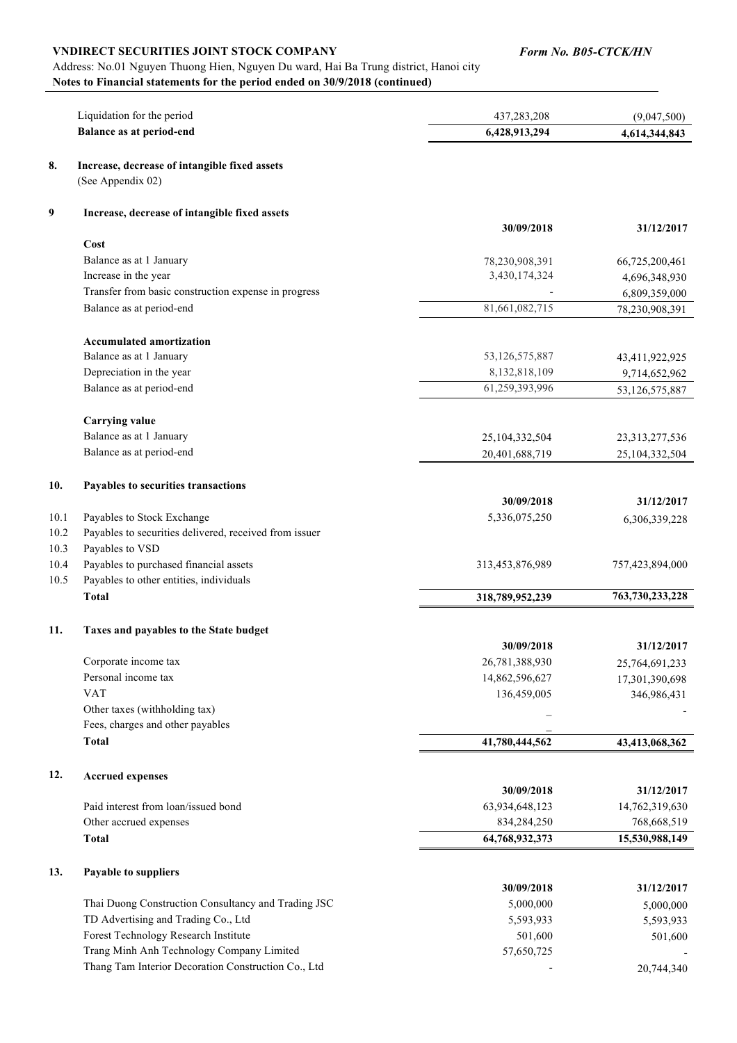| | 30/09/2018 | 31/12/2017 |
|---|---|---|
| Liquidation for the period | 437,283,208 | (9,047,500) |
| **Balance as at period-end** | **6,428,913,294** | **4,614,344,843** |

## 8. Increase, decrease of intangible fixed assets

(See Appendix 02)

## 9 Increase, decrease of intangible fixed assets

| | 30/09/2018 | 31/12/2017 |
|---|---|---|
| **Cost** | | |
| Balance as at 1 January | 78,230,908,391 | 66,725,200,461 |
| Increase in the year | 3,430,174,324 | 4,696,348,930 |
| Transfer from basic construction expense in progress | - | 6,809,359,000 |
| Balance as at period-end | 81,661,082,715 | 78,230,908,391 |
| **Accumulated amortization** | | |
| Balance as at 1 January | 53,126,575,887 | 43,411,922,925 |
| Depreciation in the year | 8,132,818,109 | 9,714,652,962 |
| Balance as at period-end | 61,259,393,996 | 53,126,575,887 |
| **Carrying value** | | |
| Balance as at 1 January | 25,104,332,504 | 23,313,277,536 |
| Balance as at period-end | 20,401,688,719 | 25,104,332,504 |

## 10. Payables to securities transactions

| | | 30/09/2018 | 31/12/2017 |
|---|---|---|---|
| 10.1 | Payables to Stock Exchange | 5,336,075,250 | 6,306,339,228 |
| 10.2 | Payables to securities delivered, received from issuer | | |
| 10.3 | Payables to VSD | | |
| 10.4 | Payables to purchased financial assets | 313,453,876,989 | 757,423,894,000 |
| 10.5 | Payables to other entities, individuals | | |
| | **Total** | **318,789,952,239** | **763,730,233,228** |

## 11. Taxes and payables to the State budget

| | 30/09/2018 | 31/12/2017 |
|---|---|---|
| Corporate income tax | 26,781,388,930 | 25,764,691,233 |
| Personal income tax | 14,862,596,627 | 17,301,390,698 |
| VAT | 136,459,005 | 346,986,431 |
| Other taxes (withholding tax) | - | - |
| Fees, charges and other payables | - | |
| **Total** | **41,780,444,562** | **43,413,068,362** |

## 12. Accrued expenses

| | 30/09/2018 | 31/12/2017 |
|---|---|---|
| Paid interest from loan/issued bond | 63,934,648,123 | 14,762,319,630 |
| Other accrued expenses | 834,284,250 | 768,668,519 |
| **Total** | **64,768,932,373** | **15,530,988,149** |

## 13. Payable to suppliers

| | 30/09/2018 | 31/12/2017 |
|---|---|---|
| Thai Duong Construction Consultancy and Trading JSC | 5,000,000 | 5,000,000 |
| TD Advertising and Trading Co., Ltd | 5,593,933 | 5,593,933 |
| Forest Technology Research Institute | 501,600 | 501,600 |
| Trang Minh Anh Technology Company Limited | 57,650,725 | - |
| Thang Tam Interior Decoration Construction Co., Ltd | - | 20,744,340 |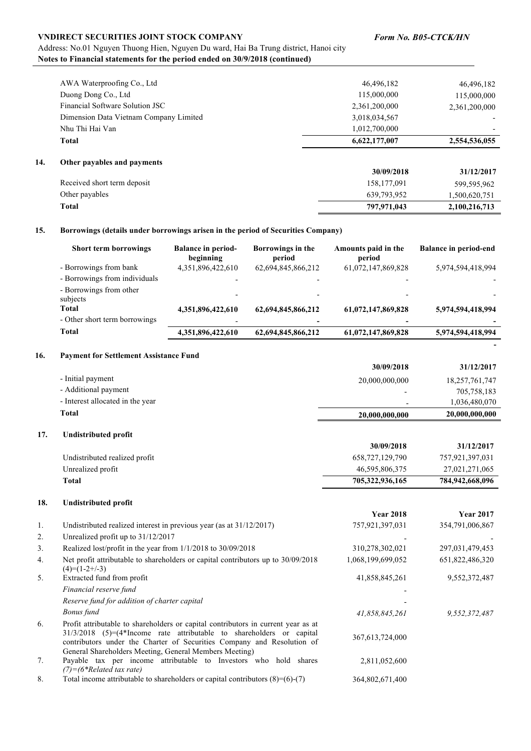| | | |
|---|---|---|
| AWA Waterproofing Co., Ltd | 46,496,182 | 46,496,182 |
| Duong Dong Co., Ltd | 115,000,000 | 115,000,000 |
| Financial Software Solution JSC | 2,361,200,000 | 2,361,200,000 |
| Dimension Data Vietnam Company Limited | 3,018,034,567 | - |
| Nhu Thi Hai Van | 1,012,700,000 | - |
| **Total** | **6,622,177,007** | **2,554,536,055** |

## 14. Other payables and payments

| | 30/09/2018 | 31/12/2017 |
|---|---|---|
| Received short term deposit | 158,177,091 | 599,595,962 |
| Other payables | 639,793,952 | 1,500,620,751 |
| **Total** | **797,971,043** | **2,100,216,713** |

## 15. Borrowings (details under borrowings arisen in the period of Securities Company)

| Short term borrowings | Balance in period-beginning | Borrowings in the period | Amounts paid in the period | Balance in period-end |
|---|---|---|---|---|
| - Borrowings from bank | 4,351,896,422,610 | 62,694,845,866,212 | 61,072,147,869,828 | 5,974,594,418,994 |
| - Borrowings from individuals | - | - | - | - |
| - Borrowings from other subjects | - | - | - | - |
| **Total** | **4,351,896,422,610** | **62,694,845,866,212** | **61,072,147,869,828** | **5,974,594,418,994** |
| - Other short term borrowings | - | - | - | - |
| **Total** | **4,351,896,422,610** | **62,694,845,866,212** | **61,072,147,869,828** | **5,974,594,418,994** |
| | | | | - |

## 16. Payment for Settlement Assistance Fund

| | 30/09/2018 | 31/12/2017 |
|---|---|---|
| - Initial payment | 20,000,000,000 | 18,257,761,747 |
| - Additional payment | - | 705,758,183 |
| - Interest allocated in the year | - | 1,036,480,070 |
| **Total** | **20,000,000,000** | **20,000,000,000** |

## 17. Undistributed profit

| | 30/09/2018 | 31/12/2017 |
|---|---|---|
| Undistributed realized profit | 658,727,129,790 | 757,921,397,031 |
| Unrealized profit | 46,595,806,375 | 27,021,271,065 |
| **Total** | **705,322,936,165** | **784,942,668,096** |

## 18. Undistributed profit

| | | Year 2018 | Year 2017 |
|---|---|---|---|
| 1. | Undistributed realized interest in previous year (as at 31/12/2017) | 757,921,397,031 | 354,791,006,867 |
| 2. | Unrealized profit up to 31/12/2017 | - | - |
| 3. | Realized lost/profit in the year from 1/1/2018 to 30/09/2018 | 310,278,302,021 | 297,031,479,453 |
| 4. | Net profit attributable to shareholders or capital contributors up to 30/09/2018 (4)=(1-2+/-3) | 1,068,199,699,052 | 651,822,486,320 |
| 5. | Extracted fund from profit | 41,858,845,261 | 9,552,372,487 |
| | *Financial reserve fund* | - | |
| | *Reserve fund for addition of charter capital* | - | |
| | *Bonus fund* | *41,858,845,261* | *9,552,372,487* |
| 6. | Profit attributable to shareholders or capital contributors in current year as at 31/3/2018 (5)=(4*Income rate attributable to shareholders or capital contributors under the Charter of Securities Company and Resolution of General Shareholders Meeting, General Members Meeting) | 367,613,724,000 | |
| 7. | Payable tax per income attributable to Investors who hold shares *(7)=(6*Related tax rate)* | 2,811,052,600 | |
| 8. | Total income attributable to shareholders or capital contributors (8)=(6)-(7) | 364,802,671,400 | |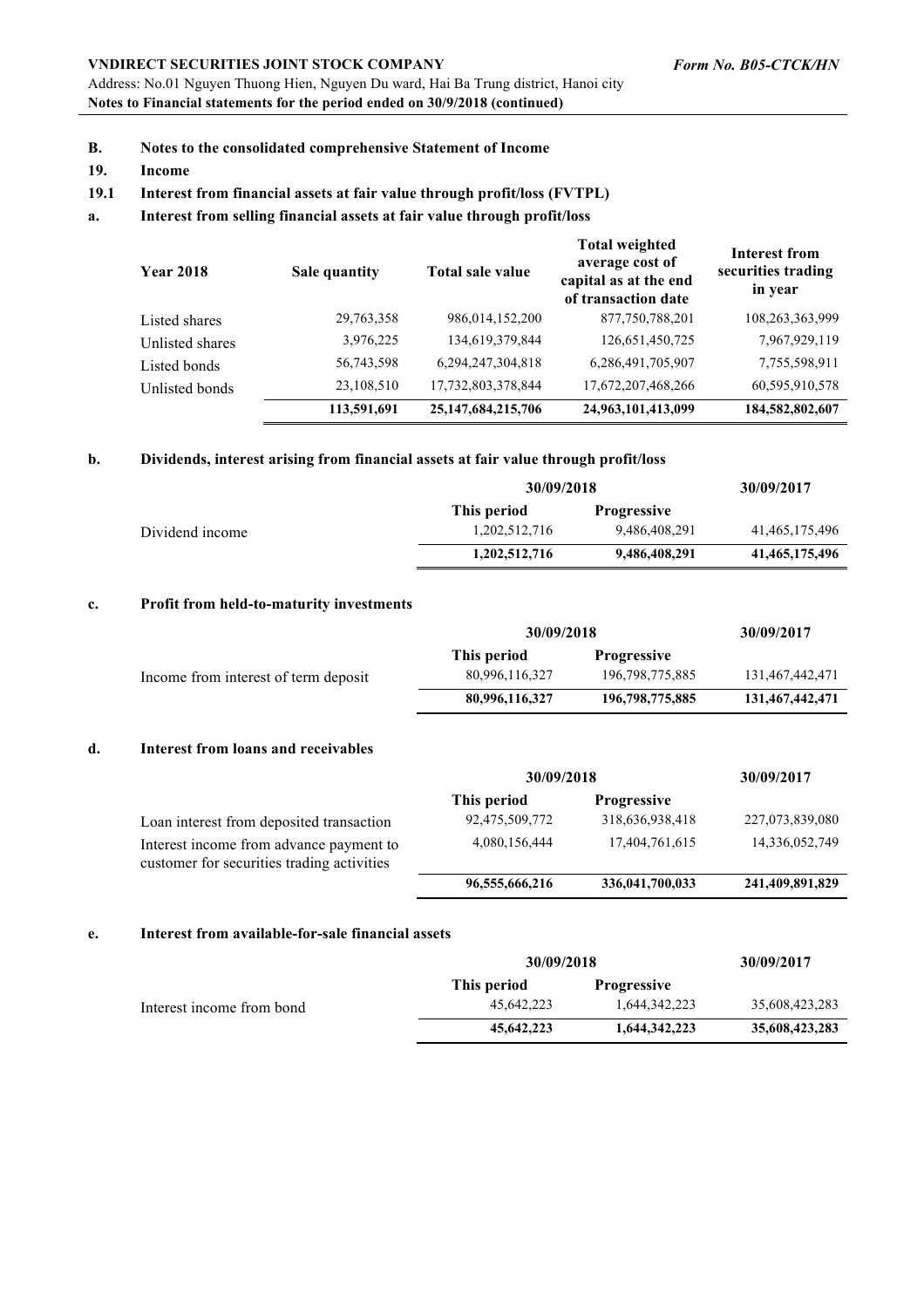### B. Notes to the consolidated comprehensive Statement of Income

### 19. Income

### 19.1 Interest from financial assets at fair value through profit/loss (FVTPL)

#### a. Interest from selling financial assets at fair value through profit/loss

| Year 2018 | Sale quantity | Total sale value | Total weighted average cost of capital as at the end of transaction date | Interest from securities trading in year |
|---|---|---|---|---|
| Listed shares | 29,763,358 | 986,014,152,200 | 877,750,788,201 | 108,263,363,999 |
| Unlisted shares | 3,976,225 | 134,619,379,844 | 126,651,450,725 | 7,967,929,119 |
| Listed bonds | 56,743,598 | 6,294,247,304,818 | 6,286,491,705,907 | 7,755,598,911 |
| Unlisted bonds | 23,108,510 | 17,732,803,378,844 | 17,672,207,468,266 | 60,595,910,578 |
| | **113,591,691** | **25,147,684,215,706** | **24,963,101,413,099** | **184,582,802,607** |

#### b. Dividends, interest arising from financial assets at fair value through profit/loss

| | 30/09/2018 | | 30/09/2017 |
|---|---|---|---|
| | This period | Progressive | |
| Dividend income | 1,202,512,716 | 9,486,408,291 | 41,465,175,496 |
| | **1,202,512,716** | **9,486,408,291** | **41,465,175,496** |

#### c. Profit from held-to-maturity investments

| | 30/09/2018 | | 30/09/2017 |
|---|---|---|---|
| | This period | Progressive | |
| Income from interest of term deposit | 80,996,116,327 | 196,798,775,885 | 131,467,442,471 |
| | **80,996,116,327** | **196,798,775,885** | **131,467,442,471** |

#### d. Interest from loans and receivables

| | 30/09/2018 | | 30/09/2017 |
|---|---|---|---|
| | This period | Progressive | |
| Loan interest from deposited transaction | 92,475,509,772 | 318,636,938,418 | 227,073,839,080 |
| Interest income from advance payment to customer for securities trading activities | 4,080,156,444 | 17,404,761,615 | 14,336,052,749 |
| | **96,555,666,216** | **336,041,700,033** | **241,409,891,829** |

#### e. Interest from available-for-sale financial assets

| | 30/09/2018 | | 30/09/2017 |
|---|---|---|---|
| | This period | Progressive | |
| Interest income from bond | 45,642,223 | 1,644,342,223 | 35,608,423,283 |
| | **45,642,223** | **1,644,342,223** | **35,608,423,283** |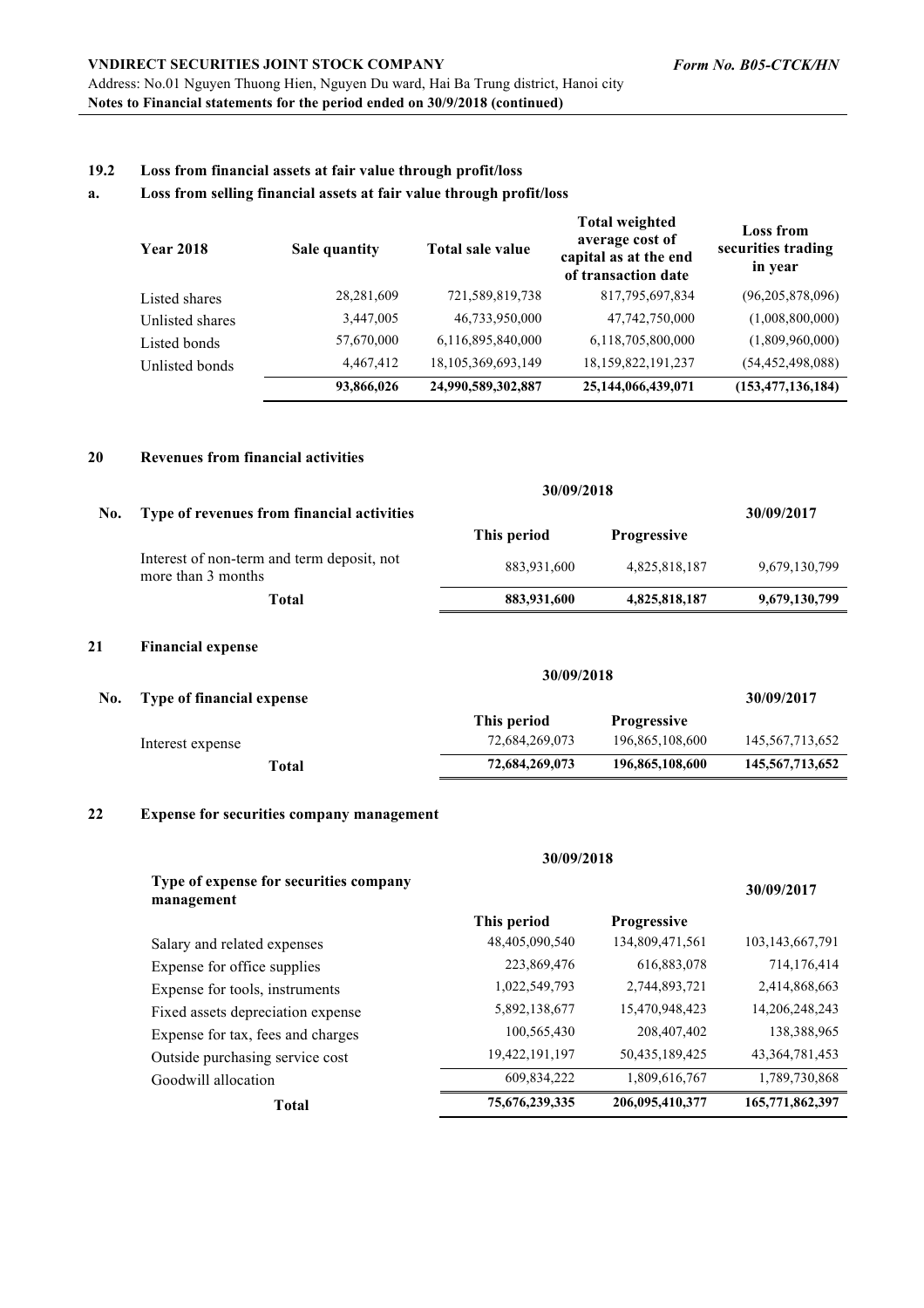### 19.2 Loss from financial assets at fair value through profit/loss

#### a. Loss from selling financial assets at fair value through profit/loss

| Year 2018 | Sale quantity | Total sale value | Total weighted average cost of capital as at the end of transaction date | Loss from securities trading in year |
|---|---|---|---|---|
| Listed shares | 28,281,609 | 721,589,819,738 | 817,795,697,834 | (96,205,878,096) |
| Unlisted shares | 3,447,005 | 46,733,950,000 | 47,742,750,000 | (1,008,800,000) |
| Listed bonds | 57,670,000 | 6,116,895,840,000 | 6,118,705,800,000 | (1,809,960,000) |
| Unlisted bonds | 4,467,412 | 18,105,369,693,149 | 18,159,822,191,237 | (54,452,498,088) |
| | **93,866,026** | **24,990,589,302,887** | **25,144,066,439,071** | **(153,477,136,184)** |

## 20 Revenues from financial activities

| No. | Type of revenues from financial activities | 30/09/2018 | | 30/09/2017 |
|---|---|---|---|---|
| | | This period | Progressive | |
| | Interest of non-term and term deposit, not more than 3 months | 883,931,600 | 4,825,818,187 | 9,679,130,799 |
| | **Total** | **883,931,600** | **4,825,818,187** | **9,679,130,799** |

## 21 Financial expense

| No. | Type of financial expense | 30/09/2018 | | 30/09/2017 |
|---|---|---|---|---|
| | | This period | Progressive | |
| | Interest expense | 72,684,269,073 | 196,865,108,600 | 145,567,713,652 |
| | **Total** | **72,684,269,073** | **196,865,108,600** | **145,567,713,652** |

## 22 Expense for securities company management

| Type of expense for securities company management | 30/09/2018 | | 30/09/2017 |
|---|---|---|---|
| | This period | Progressive | |
| Salary and related expenses | 48,405,090,540 | 134,809,471,561 | 103,143,667,791 |
| Expense for office supplies | 223,869,476 | 616,883,078 | 714,176,414 |
| Expense for tools, instruments | 1,022,549,793 | 2,744,893,721 | 2,414,868,663 |
| Fixed assets depreciation expense | 5,892,138,677 | 15,470,948,423 | 14,206,248,243 |
| Expense for tax, fees and charges | 100,565,430 | 208,407,402 | 138,388,965 |
| Outside purchasing service cost | 19,422,191,197 | 50,435,189,425 | 43,364,781,453 |
| Goodwill allocation | 609,834,222 | 1,809,616,767 | 1,789,730,868 |
| **Total** | **75,676,239,335** | **206,095,410,377** | **165,771,862,397** |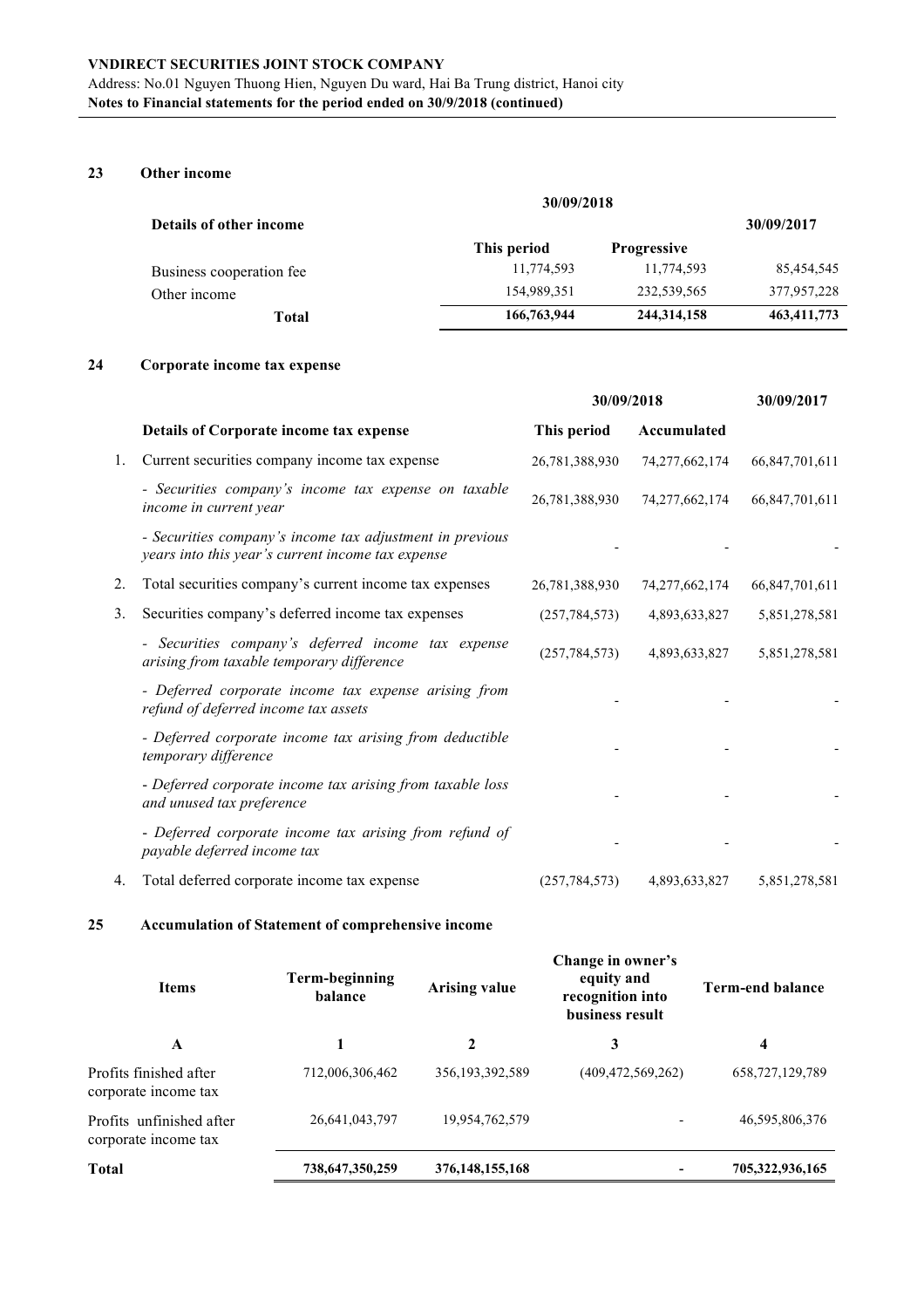### 23 Other income

| Details of other income | 30/09/2018 | | 30/09/2017 |
|---|---|---|---|
| | This period | Progressive | |
| Business cooperation fee | 11,774,593 | 11,774,593 | 85,454,545 |
| Other income | 154,989,351 | 232,539,565 | 377,957,228 |
| **Total** | **166,763,944** | **244,314,158** | **463,411,773** |

### 24 Corporate income tax expense

| | | 30/09/2018 | | 30/09/2017 |
|---|---|---|---|---|
| | **Details of Corporate income tax expense** | **This period** | **Accumulated** | |
| 1. | Current securities company income tax expense | 26,781,388,930 | 74,277,662,174 | 66,847,701,611 |
| | *- Securities company's income tax expense on taxable income in current year* | 26,781,388,930 | 74,277,662,174 | 66,847,701,611 |
| | *- Securities company's income tax adjustment in previous years into this year's current income tax expense* | - | - | - |
| 2. | Total securities company's current income tax expenses | 26,781,388,930 | 74,277,662,174 | 66,847,701,611 |
| 3. | Securities company's deferred income tax expenses | (257,784,573) | 4,893,633,827 | 5,851,278,581 |
| | *- Securities company's deferred income tax expense arising from taxable temporary difference* | (257,784,573) | 4,893,633,827 | 5,851,278,581 |
| | *- Deferred corporate income tax expense arising from refund of deferred income tax assets* | - | - | - |
| | *- Deferred corporate income tax arising from deductible temporary difference* | - | - | - |
| | *- Deferred corporate income tax arising from taxable loss and unused tax preference* | - | - | - |
| | *- Deferred corporate income tax arising from refund of payable deferred income tax* | - | - | - |
| 4. | Total deferred corporate income tax expense | (257,784,573) | 4,893,633,827 | 5,851,278,581 |

### 25 Accumulation of Statement of comprehensive income

| Items | Term-beginning balance | Arising value | Change in owner's equity and recognition into business result | Term-end balance |
|---|---|---|---|---|
| **A** | **1** | **2** | **3** | **4** |
| Profits finished after corporate income tax | 712,006,306,462 | 356,193,392,589 | (409,472,569,262) | 658,727,129,789 |
| Profits unfinished after corporate income tax | 26,641,043,797 | 19,954,762,579 | - | 46,595,806,376 |
| **Total** | **738,647,350,259** | **376,148,155,168** | **-** | **705,322,936,165** |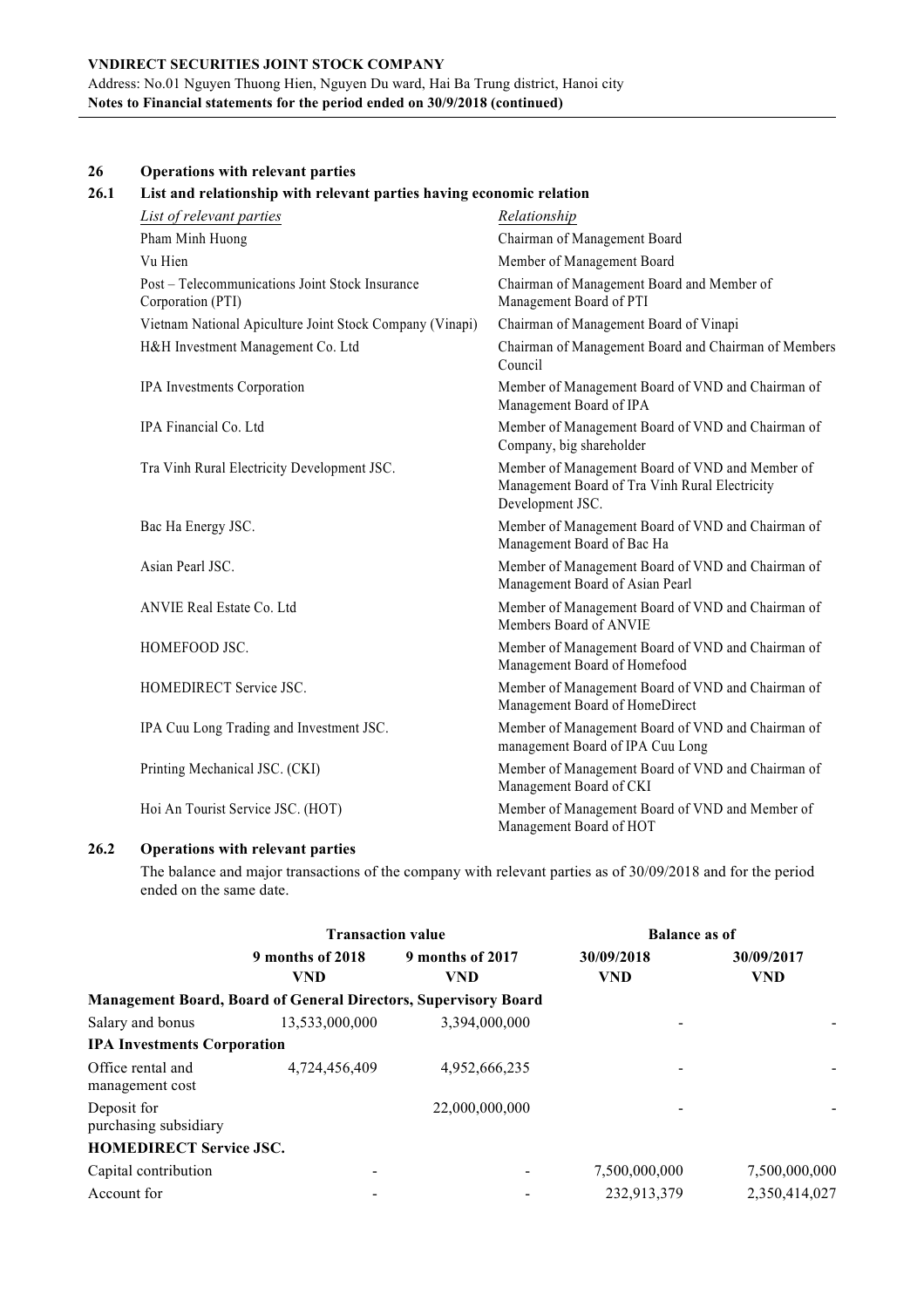## 26 Operations with relevant parties

### 26.1 List and relationship with relevant parties having economic relation

| *List of relevant parties* | *Relationship* |
|---|---|
| Pham Minh Huong | Chairman of Management Board |
| Vu Hien | Member of Management Board |
| Post – Telecommunications Joint Stock Insurance Corporation (PTI) | Chairman of Management Board and Member of Management Board of PTI |
| Vietnam National Apiculture Joint Stock Company (Vinapi) | Chairman of Management Board of Vinapi |
| H&H Investment Management Co. Ltd | Chairman of Management Board and Chairman of Members Council |
| IPA Investments Corporation | Member of Management Board of VND and Chairman of Management Board of IPA |
| IPA Financial Co. Ltd | Member of Management Board of VND and Chairman of Company, big shareholder |
| Tra Vinh Rural Electricity Development JSC. | Member of Management Board of VND and Member of Management Board of Tra Vinh Rural Electricity Development JSC. |
| Bac Ha Energy JSC. | Member of Management Board of VND and Chairman of Management Board of Bac Ha |
| Asian Pearl JSC. | Member of Management Board of VND and Chairman of Management Board of Asian Pearl |
| ANVIE Real Estate Co. Ltd | Member of Management Board of VND and Chairman of Members Board of ANVIE |
| HOMEFOOD JSC. | Member of Management Board of VND and Chairman of Management Board of Homefood |
| HOMEDIRECT Service JSC. | Member of Management Board of VND and Chairman of Management Board of HomeDirect |
| IPA Cuu Long Trading and Investment JSC. | Member of Management Board of VND and Chairman of management Board of IPA Cuu Long |
| Printing Mechanical JSC. (CKI) | Member of Management Board of VND and Chairman of Management Board of CKI |
| Hoi An Tourist Service JSC. (HOT) | Member of Management Board of VND and Member of Management Board of HOT |

### 26.2 Operations with relevant parties

The balance and major transactions of the company with relevant parties as of 30/09/2018 and for the period ended on the same date.

| | Transaction value | | Balance as of | |
|---|---|---|---|---|
| | 9 months of 2018 VND | 9 months of 2017 VND | 30/09/2018 VND | 30/09/2017 VND |
| **Management Board, Board of General Directors, Supervisory Board** | | | | |
| Salary and bonus | 13,533,000,000 | 3,394,000,000 | - | - |
| **IPA Investments Corporation** | | | | |
| Office rental and management cost | 4,724,456,409 | 4,952,666,235 | - | - |
| Deposit for purchasing subsidiary | | 22,000,000,000 | - | - |
| **HOMEDIRECT Service JSC.** | | | | |
| Capital contribution | - | - | 7,500,000,000 | 7,500,000,000 |
| Account for | - | - | 232,913,379 | 2,350,414,027 |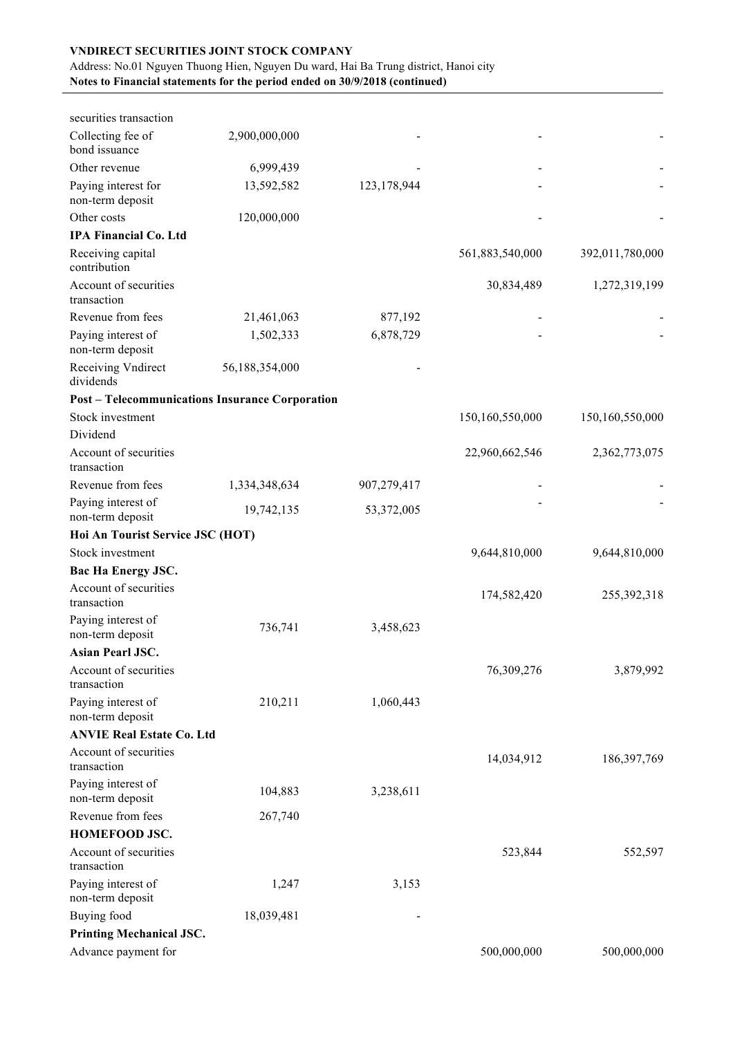| | | | | |
|---|---|---|---|---|
| securities transaction | | | | |
| Collecting fee of bond issuance | 2,900,000,000 | - | - | - |
| Other revenue | 6,999,439 | - | - | - |
| Paying interest for non-term deposit | 13,592,582 | 123,178,944 | - | - |
| Other costs | 120,000,000 | | - | - |
| **IPA Financial Co. Ltd** | | | | |
| Receiving capital contribution | | | 561,883,540,000 | 392,011,780,000 |
| Account of securities transaction | | | 30,834,489 | 1,272,319,199 |
| Revenue from fees | 21,461,063 | 877,192 | - | - |
| Paying interest of non-term deposit | 1,502,333 | 6,878,729 | - | - |
| Receiving Vndirect dividends | 56,188,354,000 | - | | |
| **Post – Telecommunications Insurance Corporation** | | | | |
| Stock investment | | | 150,160,550,000 | 150,160,550,000 |
| Dividend | | | | |
| Account of securities transaction | | | 22,960,662,546 | 2,362,773,075 |
| Revenue from fees | 1,334,348,634 | 907,279,417 | - | - |
| Paying interest of non-term deposit | 19,742,135 | 53,372,005 | - | - |
| **Hoi An Tourist Service JSC (HOT)** | | | | |
| Stock investment | | | 9,644,810,000 | 9,644,810,000 |
| **Bac Ha Energy JSC.** | | | | |
| Account of securities transaction | | | 174,582,420 | 255,392,318 |
| Paying interest of non-term deposit | 736,741 | 3,458,623 | | |
| **Asian Pearl JSC.** | | | | |
| Account of securities transaction | | | 76,309,276 | 3,879,992 |
| Paying interest of non-term deposit | 210,211 | 1,060,443 | | |
| **ANVIE Real Estate Co. Ltd** | | | | |
| Account of securities transaction | | | 14,034,912 | 186,397,769 |
| Paying interest of non-term deposit | 104,883 | 3,238,611 | | |
| Revenue from fees | 267,740 | | | |
| **HOMEFOOD JSC.** | | | | |
| Account of securities transaction | | | 523,844 | 552,597 |
| Paying interest of non-term deposit | 1,247 | 3,153 | | |
| Buying food | 18,039,481 | - | | |
| **Printing Mechanical JSC.** | | | | |
| Advance payment for | | | 500,000,000 | 500,000,000 |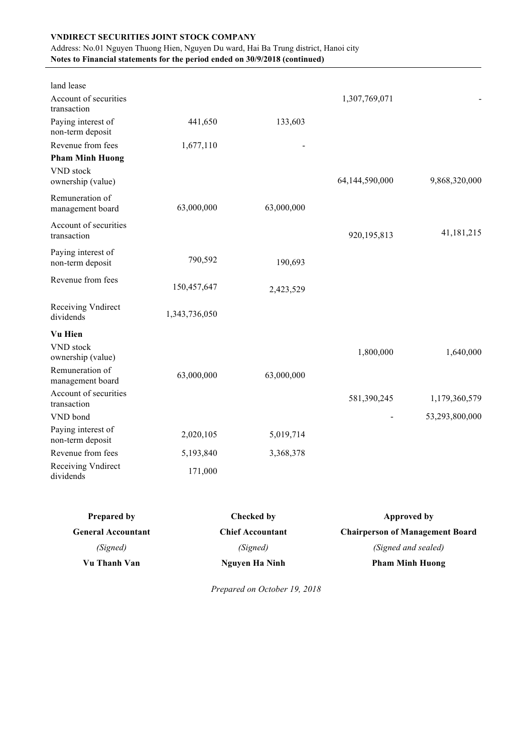| | | | | |
|---|---|---|---|---|
| land lease | | | | |
| Account of securities transaction | | | 1,307,769,071 | - |
| Paying interest of non-term deposit | 441,650 | 133,603 | | |
| Revenue from fees | 1,677,110 | - | | |
| **Pham Minh Huong** | | | | |
| VND stock ownership (value) | | | 64,144,590,000 | 9,868,320,000 |
| Remuneration of management board | 63,000,000 | 63,000,000 | | |
| Account of securities transaction | | | 920,195,813 | 41,181,215 |
| Paying interest of non-term deposit | 790,592 | 190,693 | | |
| Revenue from fees | 150,457,647 | 2,423,529 | | |
| Receiving Vndirect dividends | 1,343,736,050 | | | |
| **Vu Hien** | | | | |
| VND stock ownership (value) | | | 1,800,000 | 1,640,000 |
| Remuneration of management board | 63,000,000 | 63,000,000 | | |
| Account of securities transaction | | | 581,390,245 | 1,179,360,579 |
| VND bond | | | - | 53,293,800,000 |
| Paying interest of non-term deposit | 2,020,105 | 5,019,714 | | |
| Revenue from fees | 5,193,840 | 3,368,378 | | |
| Receiving Vndirect dividends | 171,000 | | | |

| **Prepared by** | **Checked by** | **Approved by** |
|---|---|---|
| **General Accountant** | **Chief Accountant** | **Chairperson of Management Board** |
| *(Signed)* | *(Signed)* | *(Signed and sealed)* |
| **Vu Thanh Van** | **Nguyen Ha Ninh** | **Pham Minh Huong** |

*Prepared on October 19, 2018*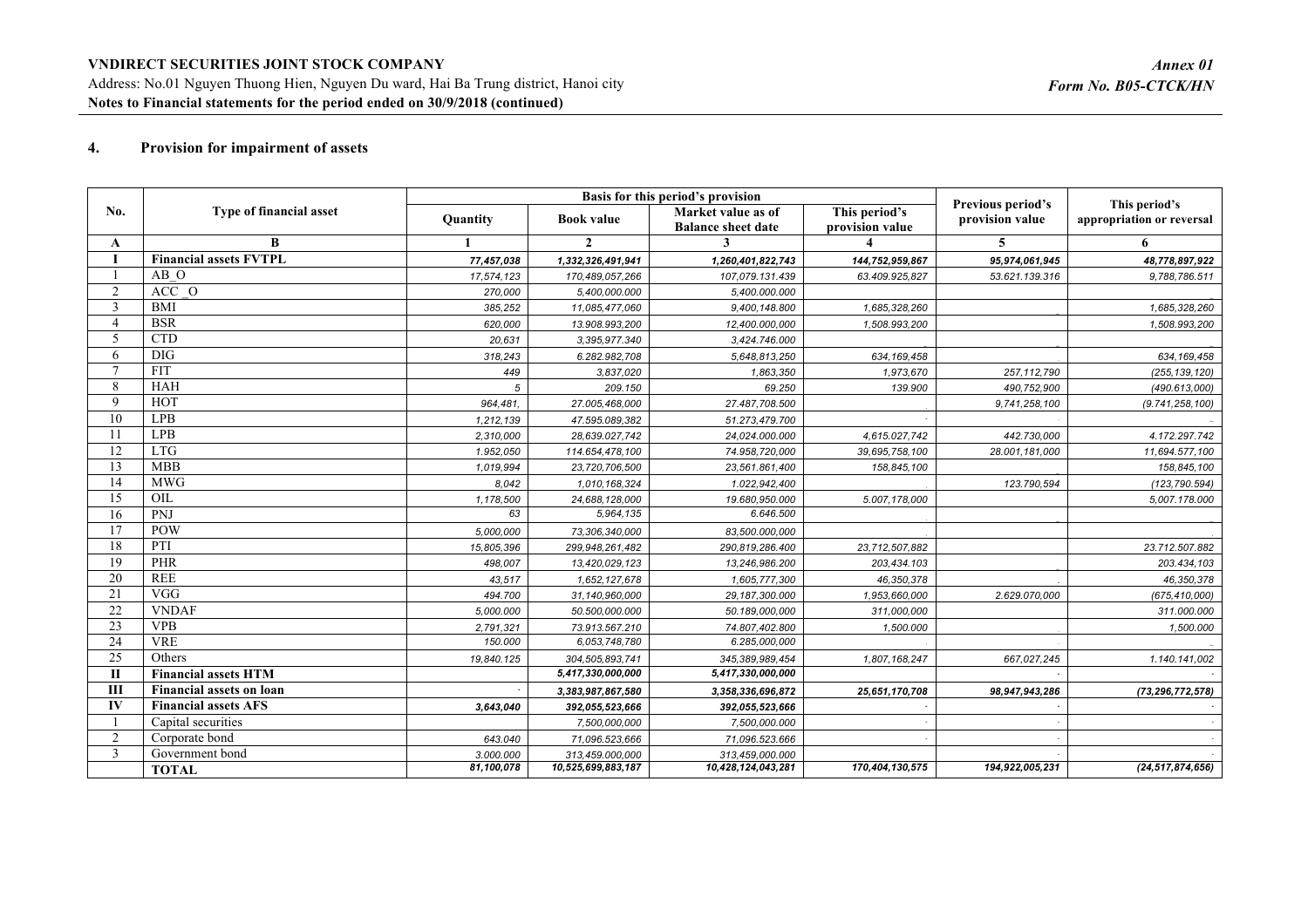## 4. Provision for impairment of assets

| No. | Type of financial asset | Basis for this period's provision | | | | Previous period's provision value | This period's appropriation or reversal |
|---|---|---|---|---|---|---|---|
| | | Quantity | Book value | Market value as of Balance sheet date | This period's provision value | | |
| A | B | 1 | 2 | 3 | 4 | 5 | 6 |
| I | **Financial assets FVTPL** | 77,457,038 | 1,332,326,491,941 | 1,260,401,822,743 | 144,752,959,867 | 95,974,061,945 | 48,778,897,922 |
| 1 | AB_O | 17,574,123 | 170,489,057,266 | 107,079.131.439 | 63.409.925,827 | 53.621.139.316 | 9,788,786.511 |
| 2 | ACC _O | 270,000 | 5,400,000.000 | 5,400.000.000 | | | |
| 3 | BMI | 385,252 | 11,085,477,060 | 9,400,148.800 | 1,685,328,260 | | 1,685,328,260 |
| 4 | BSR | 620,000 | 13.908.993,200 | 12,400.000,000 | 1,508.993,200 | | 1,508.993,200 |
| 5 | CTD | 20,631 | 3,395,977.340 | 3,424.746.000 | | | |
| 6 | DIG | 318,243 | 6.282.982,708 | 5,648,813,250 | 634,169,458 | | 634,169,458 |
| 7 | FIT | 449 | 3,837,020 | 1,863,350 | 1,973,670 | 257,112,790 | (255,139,120) |
| 8 | HAH | 5 | 209.150 | 69.250 | 139.900 | 490,752,900 | (490.613,000) |
| 9 | HOT | 964,481, | 27.005,468,000 | 27.487,708.500 | | 9,741,258,100 | (9.741,258,100) |
| 10 | LPB | 1,212,139 | 47.595.089,382 | 51.273,479.700 | | | |
| 11 | LPB | 2,310,000 | 28,639.027,742 | 24,024.000.000 | 4,615.027,742 | 442.730,000 | 4.172.297.742 |
| 12 | LTG | 1.952,050 | 114.654,478,100 | 74.958,720,000 | 39,695,758,100 | 28.001,181,000 | 11,694.577,100 |
| 13 | MBB | 1,019,994 | 23,720,706,500 | 23,561.861,400 | 158,845,100 | | 158,845,100 |
| 14 | MWG | 8,042 | 1,010,168,324 | 1.022,942,400 | | 123.790,594 | (123,790.594) |
| 15 | OIL | 1,178,500 | 24,688,128,000 | 19,680,950.000 | 5.007,178,000 | | 5,007.178.000 |
| 16 | PNJ | 63 | 5,964,135 | 6.646.500 | | | |
| 17 | POW | 5,000,000 | 73,306,340,000 | 83,500.000,000 | | | |
| 18 | PTI | 15,805,396 | 299,948,261,482 | 290,819,286.400 | 23,712,507,882 | | 23.712.507.882 |
| 19 | PHR | 498,007 | 13,420,029,123 | 13,246,986.200 | 203,434,103 | | 203.434,103 |
| 20 | REE | 43,517 | 1,652,127,678 | 1,605,777,300 | 46,350,378 | | 46,350,378 |
| 21 | VGG | 494.700 | 31,140,960,000 | 29,187,300.000 | 1,953,660,000 | 2.629.070,000 | (675,410,000) |
| 22 | VNDAF | 5,000.000 | 50.500,000.000 | 50.189,000,000 | 311,000,000 | | 311.000.000 |
| 23 | VPB | 2,791,321 | 73.913.567.210 | 74.807,402.800 | 1,500.000 | | 1,500.000 |
| 24 | VRE | 150.000 | 6,053,748,780 | 6.285,000,000 | | | |
| 25 | Others | 19,840.125 | 304,505,893,741 | 345,389,989,454 | 1,807,168,247 | 667,027,245 | 1.140.141,002 |
| II | **Financial assets HTM** | | 5,417,330,000,000 | 5,417,330,000,000 | | - | - |
| III | **Financial assets on loan** | - | 3,383,987,867,580 | 3,358,336,696,872 | 25,651,170,708 | 98,947,943,286 | (73,296,772,578) |
| IV | **Financial assets AFS** | 3,643,040 | 392,055,523,666 | 392,055,523,666 | - | - | - |
| 1 | Capital securities | | 7,500,000,000 | 7,500,000.000 | - | - | - |
| 2 | Corporate bond | 643.040 | 71,096.523,666 | 71,096.523.666 | - | - | - |
| 3 | Government bond | 3.000.000 | 313,459,000,000 | 313,459,000.000 | | - | - |
| | **TOTAL** | 81,100,078 | 10,525,699,883,187 | 10,428,124,043,281 | 170,404,130,575 | 194,922,005,231 | (24,517,874,656) |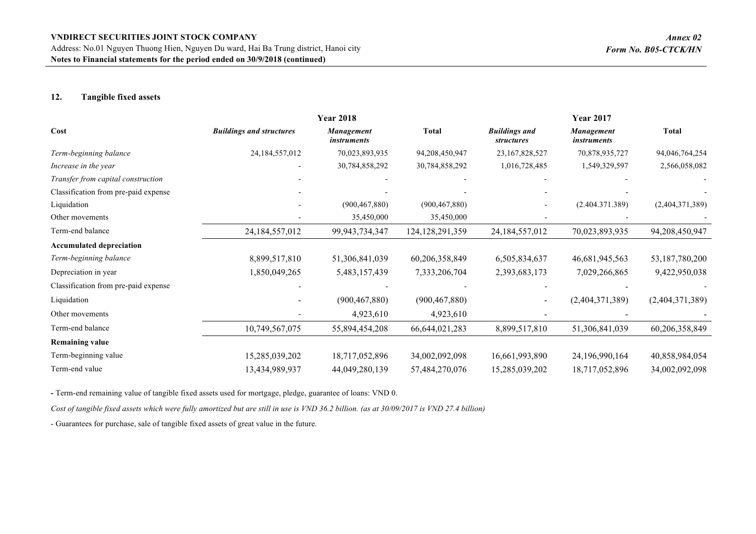## 12. Tangible fixed assets

| Cost | Year 2018 | | | Year 2017 | | |
|---|---|---|---|---|---|---|
| | *Buildings and structures* | *Management instruments* | Total | *Buildings and structures* | *Management instruments* | Total |
| *Term-beginning balance* | 24,184,557,012 | 70,023,893,935 | 94,208,450,947 | 23,167,828,527 | 70,878,935,727 | 94,046,764,254 |
| *Increase in the year* | - | 30,784,858,292 | 30,784,858,292 | 1,016,728,485 | 1,549,329,597 | 2,566,058,082 |
| *Transfer from capital construction* | - | - | - | - | - | - |
| Classification from pre-paid expense | - | - | - | - | - | - |
| Liquidation | - | (900,467,880) | (900,467,880) | - | (2.404.371.389) | (2,404,371,389) |
| Other movements | - | 35,450,000 | 35,450,000 | - | - | - |
| Term-end balance | 24,184,557,012 | 99,943,734,347 | 124,128,291,359 | 24,184,557,012 | 70,023,893,935 | 94,208,450,947 |
| **Accumulated depreciation** | | | | | | |
| *Term-beginning balance* | 8,899,517,810 | 51,306,841,039 | 60,206,358,849 | 6,505,834,637 | 46,681,945,563 | 53,187,780,200 |
| Depreciation in year | 1,850,049,265 | 5,483,157,439 | 7,333,206,704 | 2,393,683,173 | 7,029,266,865 | 9,422,950,038 |
| Classification from pre-paid expense | - | - | - | - | - | - |
| Liquidation | - | (900,467,880) | (900,467,880) | - | (2,404,371,389) | (2,404,371,389) |
| Other movements | - | 4,923,610 | 4,923,610 | - | - | - |
| Term-end balance | 10,749,567,075 | 55,894,454,208 | 66,644,021,283 | 8,899,517,810 | 51,306,841,039 | 60,206,358,849 |
| **Remaining value** | | | | | | |
| Term-beginning value | 15,285,039,202 | 18,717,052,896 | 34,002,092,098 | 16,661,993,890 | 24,196,990,164 | 40,858,984,054 |
| Term-end value | 13,434,989,937 | 44,049,280,139 | 57,484,270,076 | 15,285,039,202 | 18,717,052,896 | 34,002,092,098 |

- Term-end remaining value of tangible fixed assets used for mortgage, pledge, guarantee of loans: VND 0.

*Cost of tangible fixed assets which were fully amortized but are still in use is VND 36.2 billion. (as at 30/09/2017 is VND 27.4 billion)*

- Guarantees for purchase, sale of tangible fixed assets of great value in the future.